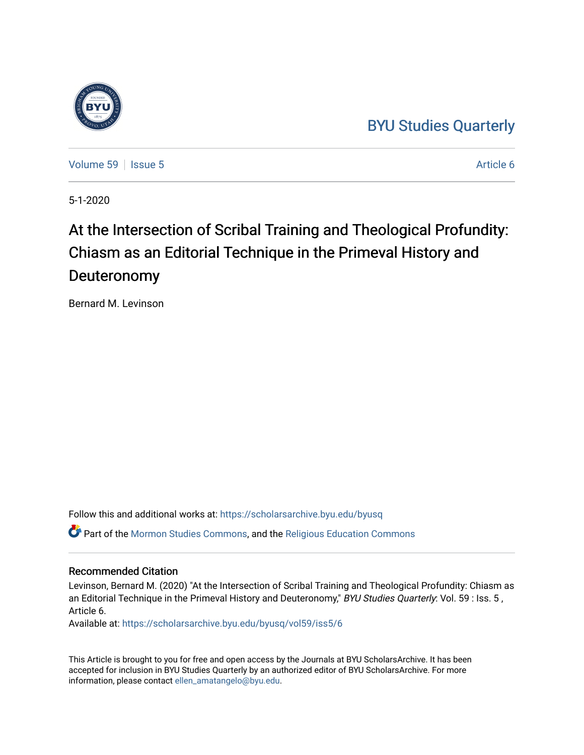BYU Studies Quarterly

Volume 59 | Issue 5 Article 6

5-1-2020

# At the Intersection of Scribal Training and Theological Profundity: Chiasm as an Editorial Technique in the Primeval History and Deuteronomy

Bernard M. Levinson

Follow this and additional works at: https://scholarsarchive.byu.edu/byusq

Part of the Mormon Studies Commons, and the Religious Education Commons

## Recommended Citation

Levinson, Bernard M. (2020) "At the Intersection of Scribal Training and Theological Profundity: Chiasm as an Editorial Technique in the Primeval History and Deuteronomy," *BYU Studies Quarterly*: Vol. 59 : Iss. 5 , Article 6.

Available at: https://scholarsarchive.byu.edu/byusq/vol59/iss5/6

This Article is brought to you for free and open access by the Journals at BYU ScholarsArchive. It has been accepted for inclusion in BYU Studies Quarterly by an authorized editor of BYU ScholarsArchive. For more information, please contact ellen_amatangelo@byu.edu.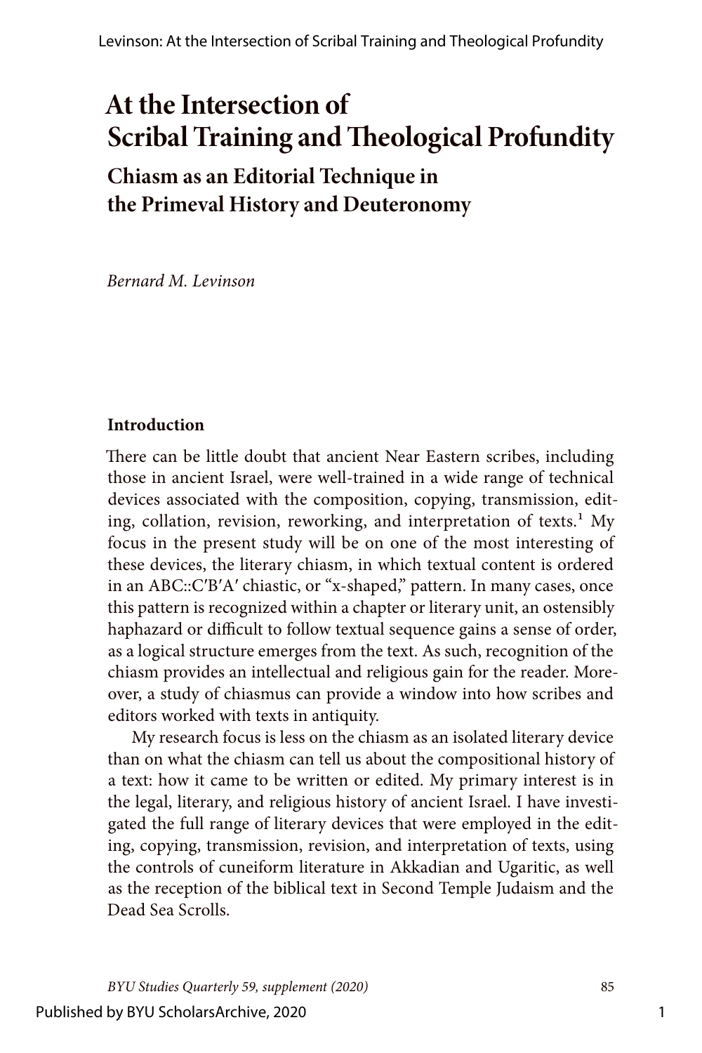# At the Intersection of Scribal Training and Theological Profundity

## Chiasm as an Editorial Technique in the Primeval History and Deuteronomy

*Bernard M. Levinson*

### Introduction

There can be little doubt that ancient Near Eastern scribes, including those in ancient Israel, were well-trained in a wide range of technical devices associated with the composition, copying, transmission, editing, collation, revision, reworking, and interpretation of texts.[1] My focus in the present study will be on one of the most interesting of these devices, the literary chiasm, in which textual content is ordered in an ABC::C′B′A′ chiastic, or "x-shaped," pattern. In many cases, once this pattern is recognized within a chapter or literary unit, an ostensibly haphazard or difficult to follow textual sequence gains a sense of order, as a logical structure emerges from the text. As such, recognition of the chiasm provides an intellectual and religious gain for the reader. Moreover, a study of chiasmus can provide a window into how scribes and editors worked with texts in antiquity.

My research focus is less on the chiasm as an isolated literary device than on what the chiasm can tell us about the compositional history of a text: how it came to be written or edited. My primary interest is in the legal, literary, and religious history of ancient Israel. I have investigated the full range of literary devices that were employed in the editing, copying, transmission, revision, and interpretation of texts, using the controls of cuneiform literature in Akkadian and Ugaritic, as well as the reception of the biblical text in Second Temple Judaism and the Dead Sea Scrolls.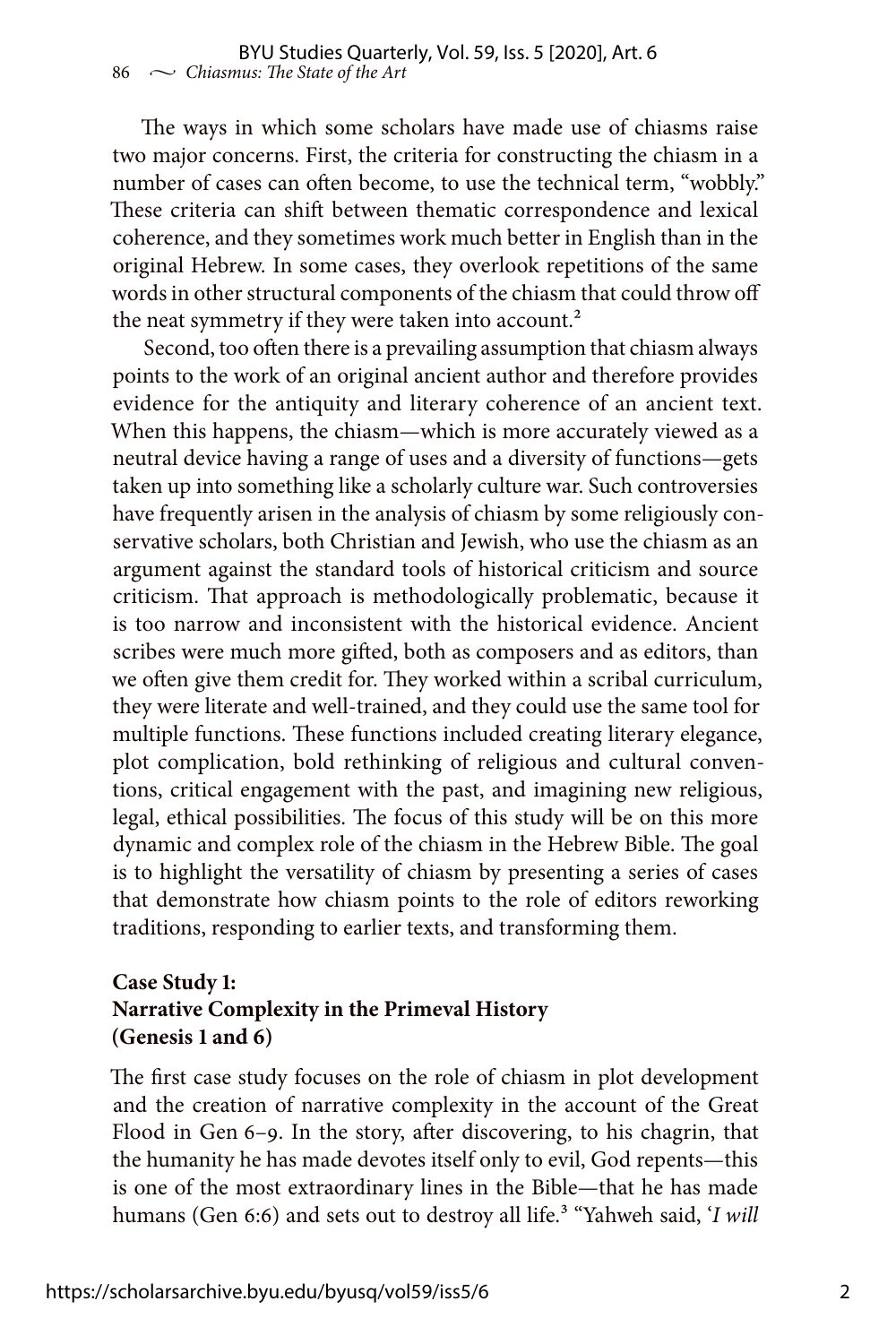The ways in which some scholars have made use of chiasms raise two major concerns. First, the criteria for constructing the chiasm in a number of cases can often become, to use the technical term, "wobbly." These criteria can shift between thematic correspondence and lexical coherence, and they sometimes work much better in English than in the original Hebrew. In some cases, they overlook repetitions of the same words in other structural components of the chiasm that could throw off the neat symmetry if they were taken into account.[2]

Second, too often there is a prevailing assumption that chiasm always points to the work of an original ancient author and therefore provides evidence for the antiquity and literary coherence of an ancient text. When this happens, the chiasm—which is more accurately viewed as a neutral device having a range of uses and a diversity of functions—gets taken up into something like a scholarly culture war. Such controversies have frequently arisen in the analysis of chiasm by some religiously conservative scholars, both Christian and Jewish, who use the chiasm as an argument against the standard tools of historical criticism and source criticism. That approach is methodologically problematic, because it is too narrow and inconsistent with the historical evidence. Ancient scribes were much more gifted, both as composers and as editors, than we often give them credit for. They worked within a scribal curriculum, they were literate and well-trained, and they could use the same tool for multiple functions. These functions included creating literary elegance, plot complication, bold rethinking of religious and cultural conventions, critical engagement with the past, and imagining new religious, legal, ethical possibilities. The focus of this study will be on this more dynamic and complex role of the chiasm in the Hebrew Bible. The goal is to highlight the versatility of chiasm by presenting a series of cases that demonstrate how chiasm points to the role of editors reworking traditions, responding to earlier texts, and transforming them.

## Case Study 1: Narrative Complexity in the Primeval History (Genesis 1 and 6)

The first case study focuses on the role of chiasm in plot development and the creation of narrative complexity in the account of the Great Flood in Gen 6–9. In the story, after discovering, to his chagrin, that the humanity he has made devotes itself only to evil, God repents—this is one of the most extraordinary lines in the Bible—that he has made humans (Gen 6:6) and sets out to destroy all life.[3] "Yahweh said, '*I will*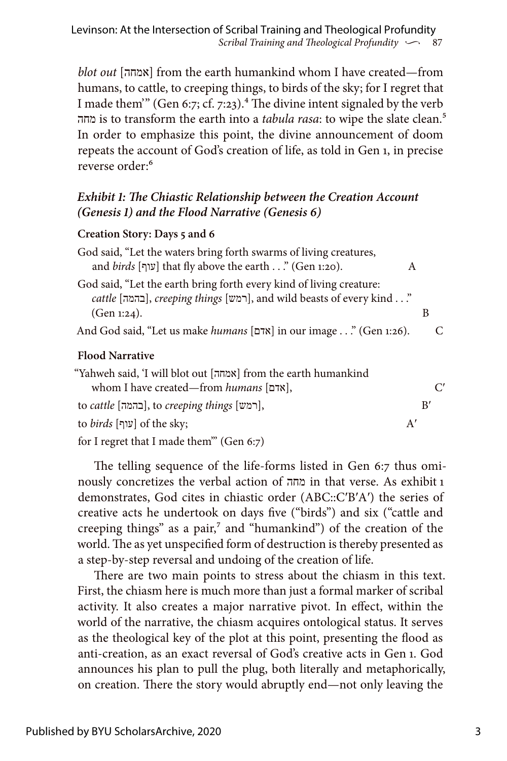*blot out* [אמחה] from the earth humankind whom I have created—from humans, to cattle, to creeping things, to birds of the sky; for I regret that I made them'" (Gen 6:7; cf. 7:23).[4] The divine intent signaled by the verb מחה is to transform the earth into a *tabula rasa*: to wipe the slate clean.[5] In order to emphasize this point, the divine announcement of doom repeats the account of God's creation of life, as told in Gen 1, in precise reverse order:[6]

### *Exhibit 1: The Chiastic Relationship between the Creation Account (Genesis 1) and the Flood Narrative (Genesis 6)*

**Creation Story: Days 5 and 6**

God said, "Let the waters bring forth swarms of living creatures, and *birds* [עוף] that fly above the earth . . ." (Gen 1:20). — A

God said, "Let the earth bring forth every kind of living creature: *cattle* [בהמה], *creeping things* [רמש], and wild beasts of every kind . . ." (Gen 1:24). — B

And God said, "Let us make *humans* [אדם] in our image . . ." (Gen 1:26). — C

**Flood Narrative**

"Yahweh said, 'I will blot out [אמחה] from the earth humankind whom I have created—from *humans* [אדם], — C′

to *cattle* [בהמה], to *creeping things* [רמש], — B′

to *birds* [עוף] of the sky; — A′

for I regret that I made them'" (Gen 6:7)

The telling sequence of the life-forms listed in Gen 6:7 thus ominously concretizes the verbal action of מחה in that verse. As exhibit 1 demonstrates, God cites in chiastic order (ABC::C′B′A′) the series of creative acts he undertook on days five ("birds") and six ("cattle and creeping things" as a pair,[7] and "humankind") of the creation of the world. The as yet unspecified form of destruction is thereby presented as a step-by-step reversal and undoing of the creation of life.

There are two main points to stress about the chiasm in this text. First, the chiasm here is much more than just a formal marker of scribal activity. It also creates a major narrative pivot. In effect, within the world of the narrative, the chiasm acquires ontological status. It serves as the theological key of the plot at this point, presenting the flood as anti-creation, as an exact reversal of God's creative acts in Gen 1. God announces his plan to pull the plug, both literally and metaphorically, on creation. There the story would abruptly end—not only leaving the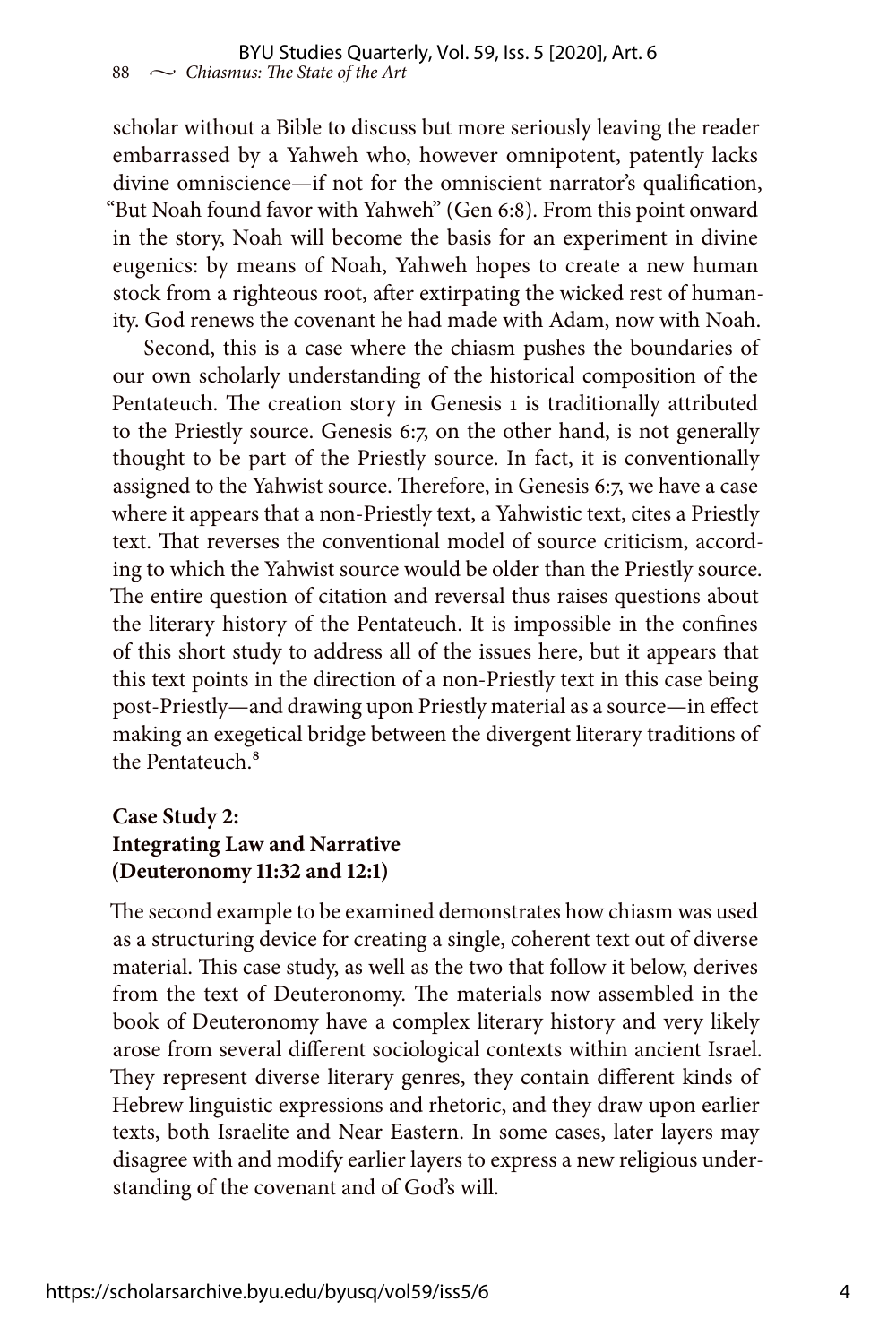scholar without a Bible to discuss but more seriously leaving the reader embarrassed by a Yahweh who, however omnipotent, patently lacks divine omniscience—if not for the omniscient narrator's qualification, "But Noah found favor with Yahweh" (Gen 6:8). From this point onward in the story, Noah will become the basis for an experiment in divine eugenics: by means of Noah, Yahweh hopes to create a new human stock from a righteous root, after extirpating the wicked rest of humanity. God renews the covenant he had made with Adam, now with Noah.

Second, this is a case where the chiasm pushes the boundaries of our own scholarly understanding of the historical composition of the Pentateuch. The creation story in Genesis 1 is traditionally attributed to the Priestly source. Genesis 6:7, on the other hand, is not generally thought to be part of the Priestly source. In fact, it is conventionally assigned to the Yahwist source. Therefore, in Genesis 6:7, we have a case where it appears that a non-Priestly text, a Yahwistic text, cites a Priestly text. That reverses the conventional model of source criticism, according to which the Yahwist source would be older than the Priestly source. The entire question of citation and reversal thus raises questions about the literary history of the Pentateuch. It is impossible in the confines of this short study to address all of the issues here, but it appears that this text points in the direction of a non-Priestly text in this case being post-Priestly—and drawing upon Priestly material as a source—in effect making an exegetical bridge between the divergent literary traditions of the Pentateuch.[8]

### Case Study 2: Integrating Law and Narrative (Deuteronomy 11:32 and 12:1)

The second example to be examined demonstrates how chiasm was used as a structuring device for creating a single, coherent text out of diverse material. This case study, as well as the two that follow it below, derives from the text of Deuteronomy. The materials now assembled in the book of Deuteronomy have a complex literary history and very likely arose from several different sociological contexts within ancient Israel. They represent diverse literary genres, they contain different kinds of Hebrew linguistic expressions and rhetoric, and they draw upon earlier texts, both Israelite and Near Eastern. In some cases, later layers may disagree with and modify earlier layers to express a new religious understanding of the covenant and of God's will.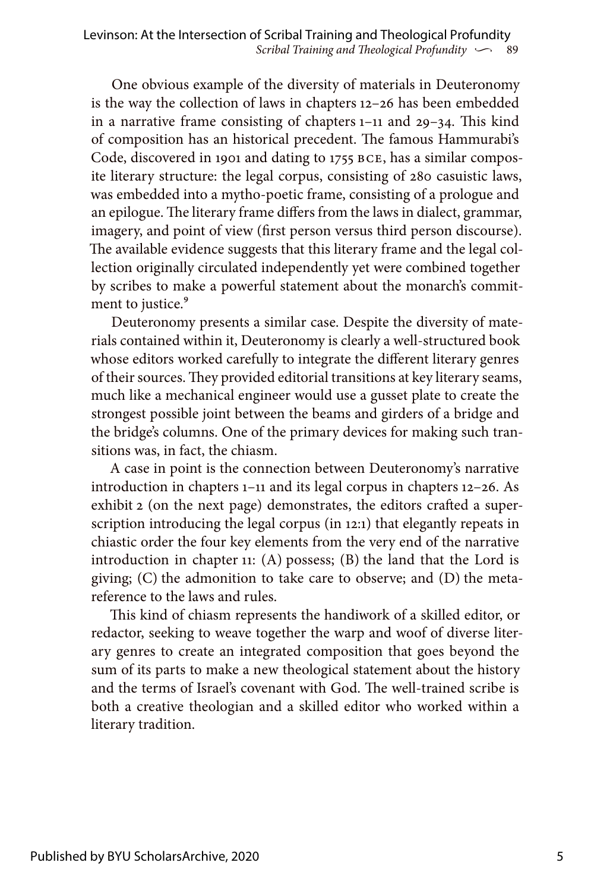One obvious example of the diversity of materials in Deuteronomy is the way the collection of laws in chapters 12–26 has been embedded in a narrative frame consisting of chapters 1–11 and 29–34. This kind of composition has an historical precedent. The famous Hammurabi's Code, discovered in 1901 and dating to 1755 BCE, has a similar composite literary structure: the legal corpus, consisting of 280 casuistic laws, was embedded into a mytho-poetic frame, consisting of a prologue and an epilogue. The literary frame differs from the laws in dialect, grammar, imagery, and point of view (first person versus third person discourse). The available evidence suggests that this literary frame and the legal collection originally circulated independently yet were combined together by scribes to make a powerful statement about the monarch's commitment to justice.[9]

Deuteronomy presents a similar case. Despite the diversity of materials contained within it, Deuteronomy is clearly a well-structured book whose editors worked carefully to integrate the different literary genres of their sources. They provided editorial transitions at key literary seams, much like a mechanical engineer would use a gusset plate to create the strongest possible joint between the beams and girders of a bridge and the bridge's columns. One of the primary devices for making such transitions was, in fact, the chiasm.

A case in point is the connection between Deuteronomy's narrative introduction in chapters 1–11 and its legal corpus in chapters 12–26. As exhibit 2 (on the next page) demonstrates, the editors crafted a superscription introducing the legal corpus (in 12:1) that elegantly repeats in chiastic order the four key elements from the very end of the narrative introduction in chapter 11: (A) possess; (B) the land that the Lord is giving; (C) the admonition to take care to observe; and (D) the metareference to the laws and rules.

This kind of chiasm represents the handiwork of a skilled editor, or redactor, seeking to weave together the warp and woof of diverse literary genres to create an integrated composition that goes beyond the sum of its parts to make a new theological statement about the history and the terms of Israel's covenant with God. The well-trained scribe is both a creative theologian and a skilled editor who worked within a literary tradition.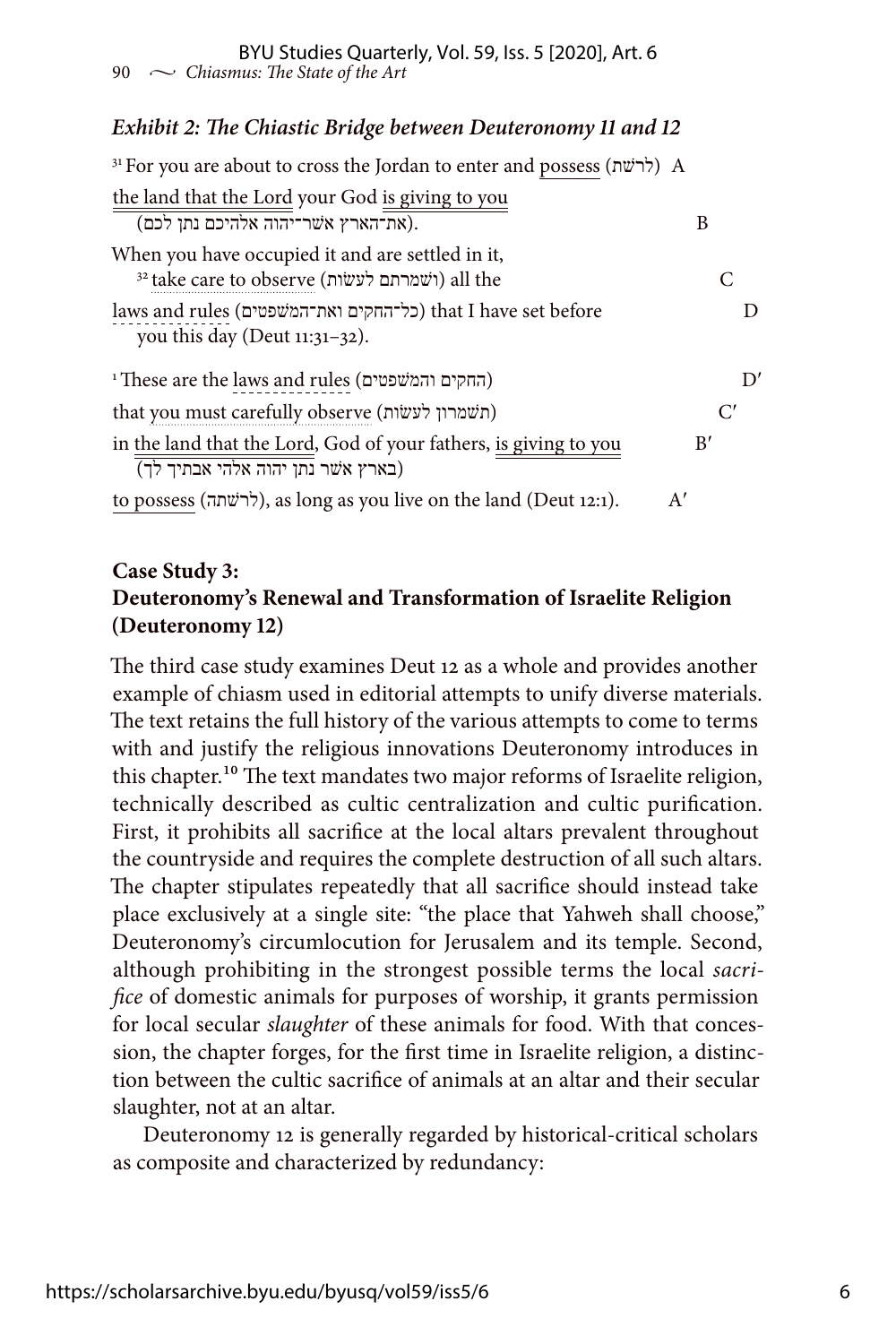### *Exhibit 2: The Chiastic Bridge between Deuteronomy 11 and 12*

[31] For you are about to cross the Jordan to enter and possess (לרשת) A

the land that the Lord your God is giving to you (את־הארץ אשר־יהוה אלהיכם נתן לכם). B

When you have occupied it and are settled in it, [32] take care to observe (ושמרתם לעשות) all the C

laws and rules (כל־החקים ואת־המשפטים) that I have set before you this day (Deut 11:31–32). D

[1] These are the laws and rules (החקים והמשפטים) D′

that you must carefully observe (תשמרון לעשות) C′

in the land that the Lord, God of your fathers, is giving to you (בארץ אשר נתן יהוה אלהי אבתיך לך) B′

to possess (לרשתה), as long as you live on the land (Deut 12:1). A′

**Case Study 3:**
**Deuteronomy's Renewal and Transformation of Israelite Religion (Deuteronomy 12)**

The third case study examines Deut 12 as a whole and provides another example of chiasm used in editorial attempts to unify diverse materials. The text retains the full history of the various attempts to come to terms with and justify the religious innovations Deuteronomy introduces in this chapter.[10] The text mandates two major reforms of Israelite religion, technically described as cultic centralization and cultic purification. First, it prohibits all sacrifice at the local altars prevalent throughout the countryside and requires the complete destruction of all such altars. The chapter stipulates repeatedly that all sacrifice should instead take place exclusively at a single site: "the place that Yahweh shall choose," Deuteronomy's circumlocution for Jerusalem and its temple. Second, although prohibiting in the strongest possible terms the local *sacrifice* of domestic animals for purposes of worship, it grants permission for local secular *slaughter* of these animals for food. With that concession, the chapter forges, for the first time in Israelite religion, a distinction between the cultic sacrifice of animals at an altar and their secular slaughter, not at an altar.

Deuteronomy 12 is generally regarded by historical-critical scholars as composite and characterized by redundancy: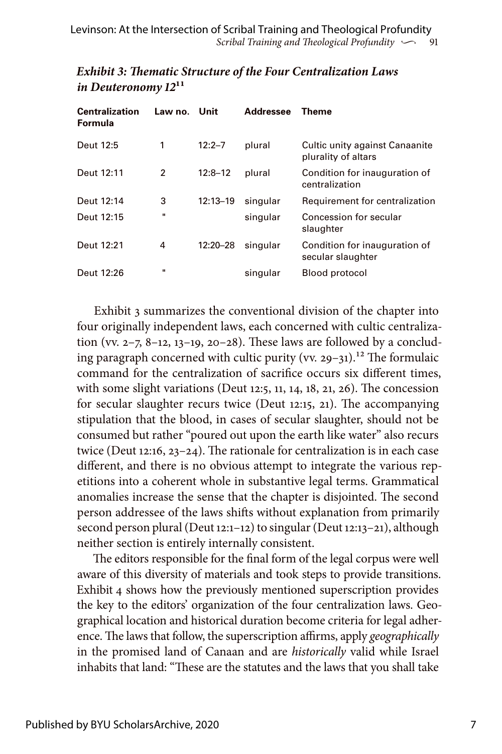***Exhibit 3: Thematic Structure of the Four Centralization Laws in Deuteronomy 12***[11]

| Centralization Formula | Law no. | Unit | Addressee | Theme |
|---|---|---|---|---|
| Deut 12:5 | 1 | 12:2–7 | plural | Cultic unity against Canaanite plurality of altars |
| Deut 12:11 | 2 | 12:8–12 | plural | Condition for inauguration of centralization |
| Deut 12:14 | 3 | 12:13–19 | singular | Requirement for centralization |
| Deut 12:15 | " | | singular | Concession for secular slaughter |
| Deut 12:21 | 4 | 12:20–28 | singular | Condition for inauguration of secular slaughter |
| Deut 12:26 | " | | singular | Blood protocol |

Exhibit 3 summarizes the conventional division of the chapter into four originally independent laws, each concerned with cultic centralization (vv. 2–7, 8–12, 13–19, 20–28). These laws are followed by a concluding paragraph concerned with cultic purity (vv. 29–31).[12] The formulaic command for the centralization of sacrifice occurs six different times, with some slight variations (Deut 12:5, 11, 14, 18, 21, 26). The concession for secular slaughter recurs twice (Deut 12:15, 21). The accompanying stipulation that the blood, in cases of secular slaughter, should not be consumed but rather "poured out upon the earth like water" also recurs twice (Deut 12:16, 23–24). The rationale for centralization is in each case different, and there is no obvious attempt to integrate the various repetitions into a coherent whole in substantive legal terms. Grammatical anomalies increase the sense that the chapter is disjointed. The second person addressee of the laws shifts without explanation from primarily second person plural (Deut 12:1–12) to singular (Deut 12:13–21), although neither section is entirely internally consistent.

The editors responsible for the final form of the legal corpus were well aware of this diversity of materials and took steps to provide transitions. Exhibit 4 shows how the previously mentioned superscription provides the key to the editors' organization of the four centralization laws. Geographical location and historical duration become criteria for legal adherence. The laws that follow, the superscription affirms, apply *geographically* in the promised land of Canaan and are *historically* valid while Israel inhabits that land: "These are the statutes and the laws that you shall take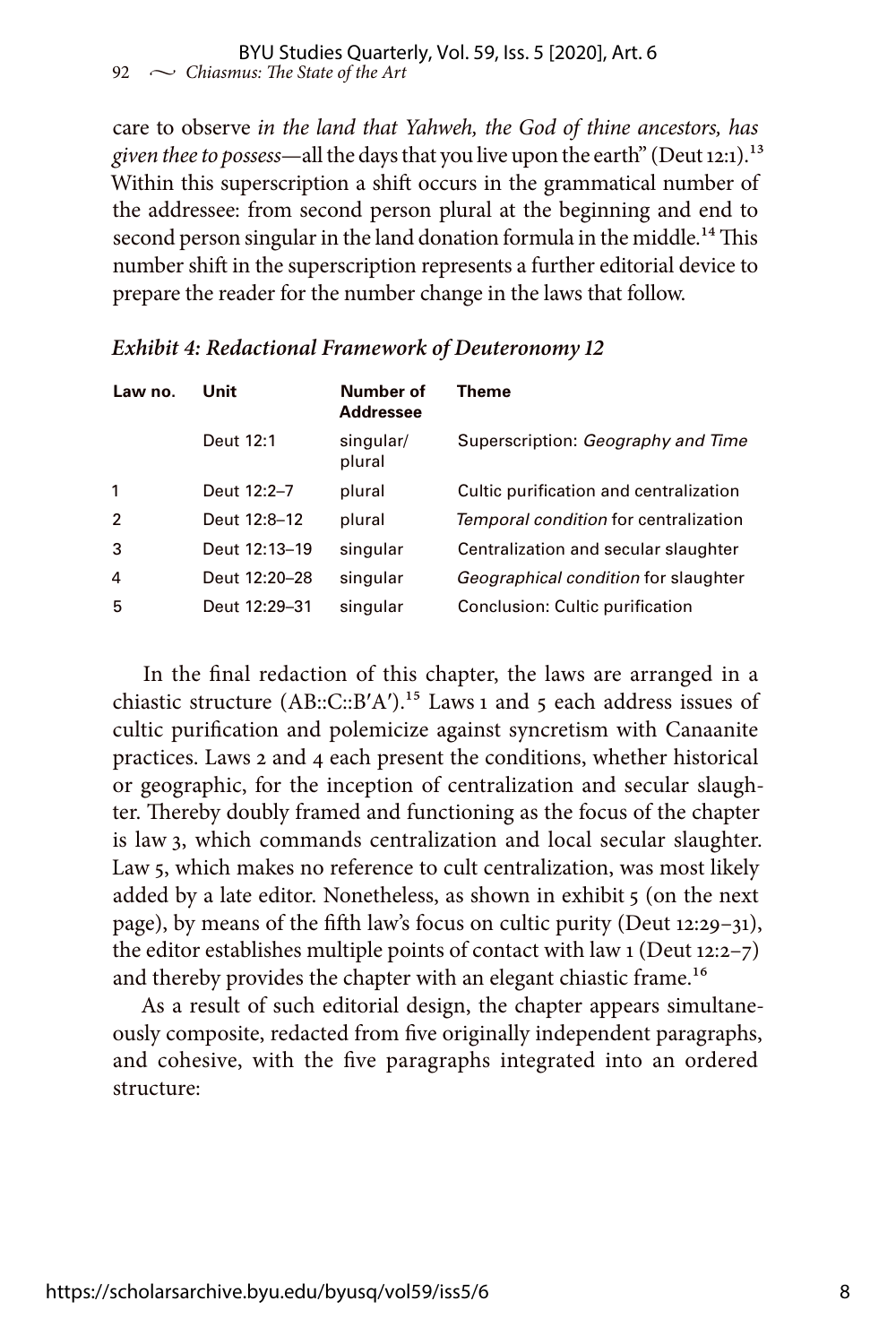care to observe *in the land that Yahweh, the God of thine ancestors, has given thee to possess*—all the days that you live upon the earth" (Deut 12:1).[13] Within this superscription a shift occurs in the grammatical number of the addressee: from second person plural at the beginning and end to second person singular in the land donation formula in the middle.[14] This number shift in the superscription represents a further editorial device to prepare the reader for the number change in the laws that follow.

***Exhibit 4: Redactional Framework of Deuteronomy 12***

| Law no. | Unit | Number of Addressee | Theme |
|---|---|---|---|
| | Deut 12:1 | singular/ plural | Superscription: *Geography and Time* |
| 1 | Deut 12:2–7 | plural | Cultic purification and centralization |
| 2 | Deut 12:8–12 | plural | *Temporal condition* for centralization |
| 3 | Deut 12:13–19 | singular | Centralization and secular slaughter |
| 4 | Deut 12:20–28 | singular | *Geographical condition* for slaughter |
| 5 | Deut 12:29–31 | singular | Conclusion: Cultic purification |

In the final redaction of this chapter, the laws are arranged in a chiastic structure (AB::C::B′A′).[15] Laws 1 and 5 each address issues of cultic purification and polemicize against syncretism with Canaanite practices. Laws 2 and 4 each present the conditions, whether historical or geographic, for the inception of centralization and secular slaughter. Thereby doubly framed and functioning as the focus of the chapter is law 3, which commands centralization and local secular slaughter. Law 5, which makes no reference to cult centralization, was most likely added by a late editor. Nonetheless, as shown in exhibit 5 (on the next page), by means of the fifth law's focus on cultic purity (Deut 12:29–31), the editor establishes multiple points of contact with law 1 (Deut 12:2–7) and thereby provides the chapter with an elegant chiastic frame.[16]

As a result of such editorial design, the chapter appears simultaneously composite, redacted from five originally independent paragraphs, and cohesive, with the five paragraphs integrated into an ordered structure: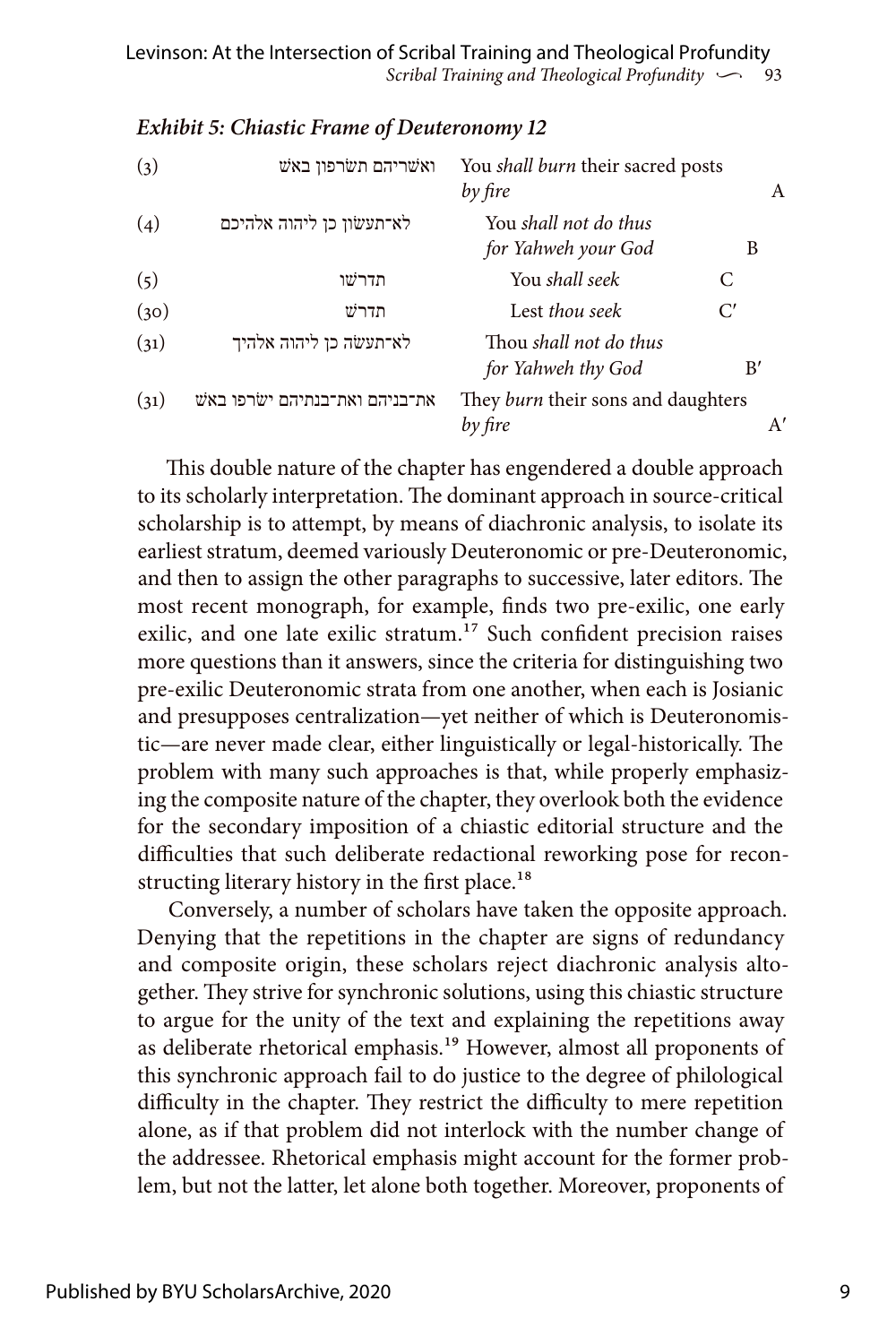### *Exhibit 5: Chiastic Frame of Deuteronomy 12*

| | | | |
|---|---|---|---|
| (3) | ואשריהם תשׂרפון באשׁ | You *shall burn* their sacred posts *by fire* | A |
| (4) | לא־תעשׂון כן ליהוה אלהיכם | You *shall not do thus for Yahweh your God* | B |
| (5) | תדרשׁו | You *shall seek* | C |
| (30) | תדרשׁ | Lest *thou seek* | C′ |
| (31) | לא־תעשׂה כן ליהוה אלהיך | Thou *shall not do thus for Yahweh thy God* | B′ |
| (31) | את־בניהם ואת־בנתיהם ישׂרפו באשׁ | They *burn* their sons and daughters *by fire* | A′ |

This double nature of the chapter has engendered a double approach to its scholarly interpretation. The dominant approach in source-critical scholarship is to attempt, by means of diachronic analysis, to isolate its earliest stratum, deemed variously Deuteronomic or pre-Deuteronomic, and then to assign the other paragraphs to successive, later editors. The most recent monograph, for example, finds two pre-exilic, one early exilic, and one late exilic stratum.[17] Such confident precision raises more questions than it answers, since the criteria for distinguishing two pre-exilic Deuteronomic strata from one another, when each is Josianic and presupposes centralization—yet neither of which is Deuteronomistic—are never made clear, either linguistically or legal-historically. The problem with many such approaches is that, while properly emphasizing the composite nature of the chapter, they overlook both the evidence for the secondary imposition of a chiastic editorial structure and the difficulties that such deliberate redactional reworking pose for reconstructing literary history in the first place.[18]

Conversely, a number of scholars have taken the opposite approach. Denying that the repetitions in the chapter are signs of redundancy and composite origin, these scholars reject diachronic analysis altogether. They strive for synchronic solutions, using this chiastic structure to argue for the unity of the text and explaining the repetitions away as deliberate rhetorical emphasis.[19] However, almost all proponents of this synchronic approach fail to do justice to the degree of philological difficulty in the chapter. They restrict the difficulty to mere repetition alone, as if that problem did not interlock with the number change of the addressee. Rhetorical emphasis might account for the former problem, but not the latter, let alone both together. Moreover, proponents of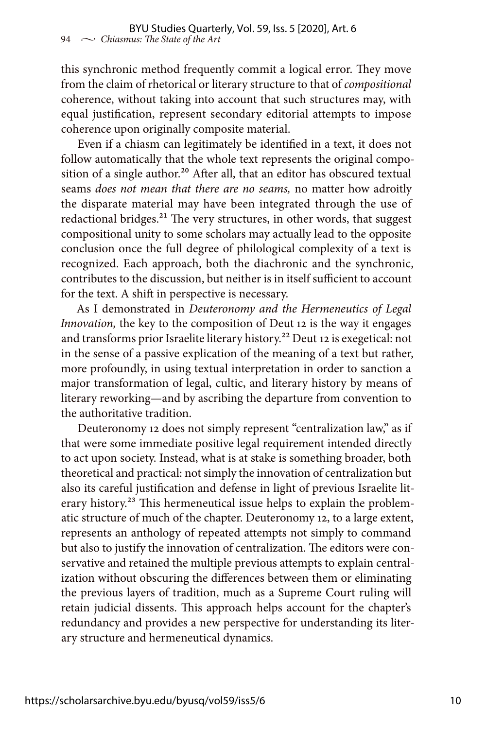this synchronic method frequently commit a logical error. They move from the claim of rhetorical or literary structure to that of *compositional* coherence, without taking into account that such structures may, with equal justification, represent secondary editorial attempts to impose coherence upon originally composite material.

Even if a chiasm can legitimately be identified in a text, it does not follow automatically that the whole text represents the original composition of a single author.[20] After all, that an editor has obscured textual seams *does not mean that there are no seams,* no matter how adroitly the disparate material may have been integrated through the use of redactional bridges.[21] The very structures, in other words, that suggest compositional unity to some scholars may actually lead to the opposite conclusion once the full degree of philological complexity of a text is recognized. Each approach, both the diachronic and the synchronic, contributes to the discussion, but neither is in itself sufficient to account for the text. A shift in perspective is necessary.

As I demonstrated in *Deuteronomy and the Hermeneutics of Legal Innovation,* the key to the composition of Deut 12 is the way it engages and transforms prior Israelite literary history.[22] Deut 12 is exegetical: not in the sense of a passive explication of the meaning of a text but rather, more profoundly, in using textual interpretation in order to sanction a major transformation of legal, cultic, and literary history by means of literary reworking—and by ascribing the departure from convention to the authoritative tradition.

Deuteronomy 12 does not simply represent "centralization law," as if that were some immediate positive legal requirement intended directly to act upon society. Instead, what is at stake is something broader, both theoretical and practical: not simply the innovation of centralization but also its careful justification and defense in light of previous Israelite literary history.[23] This hermeneutical issue helps to explain the problematic structure of much of the chapter. Deuteronomy 12, to a large extent, represents an anthology of repeated attempts not simply to command but also to justify the innovation of centralization. The editors were conservative and retained the multiple previous attempts to explain centralization without obscuring the differences between them or eliminating the previous layers of tradition, much as a Supreme Court ruling will retain judicial dissents. This approach helps account for the chapter's redundancy and provides a new perspective for understanding its literary structure and hermeneutical dynamics.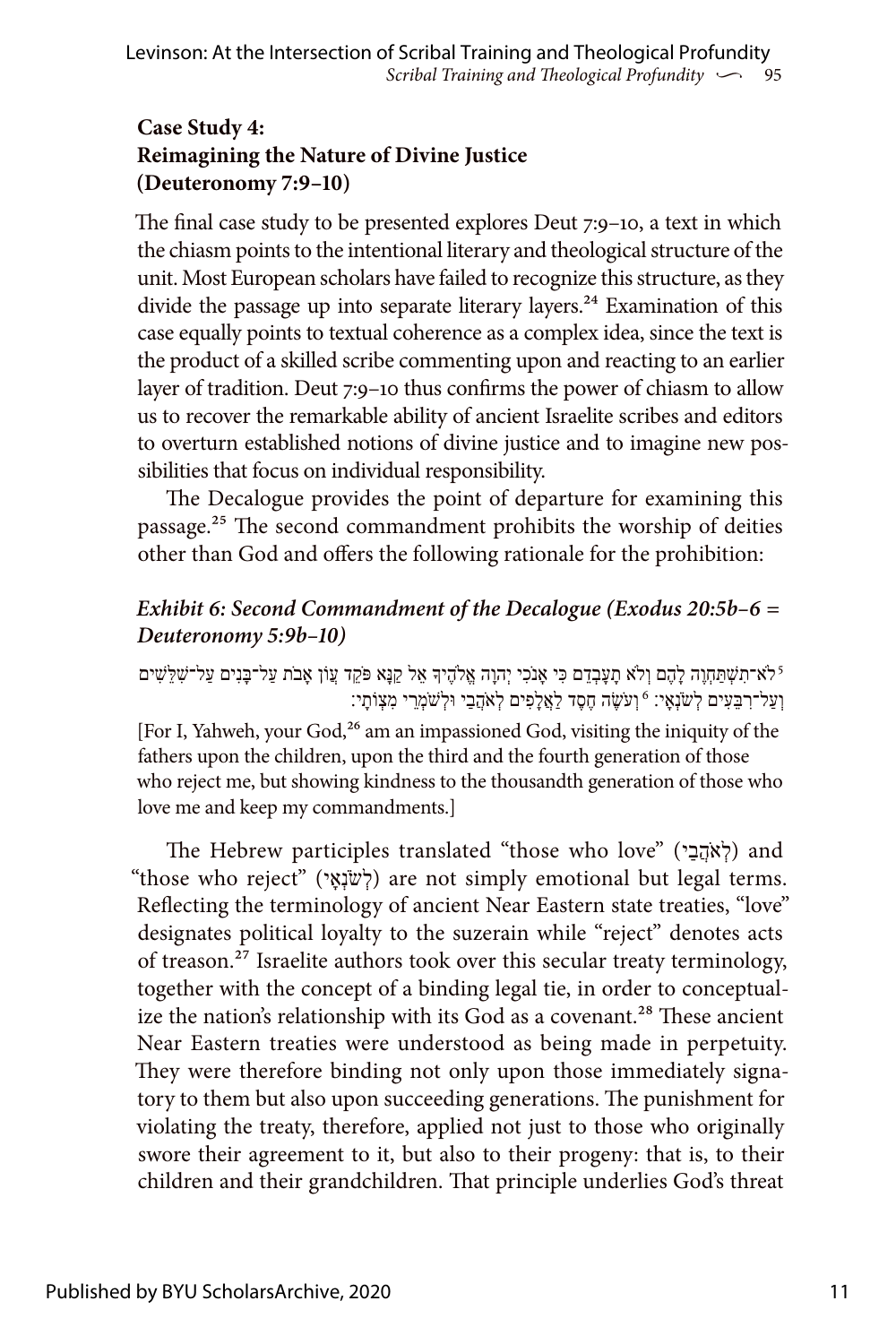### Case Study 4: Reimagining the Nature of Divine Justice (Deuteronomy 7:9–10)

The final case study to be presented explores Deut 7:9–10, a text in which the chiasm points to the intentional literary and theological structure of the unit. Most European scholars have failed to recognize this structure, as they divide the passage up into separate literary layers.[24] Examination of this case equally points to textual coherence as a complex idea, since the text is the product of a skilled scribe commenting upon and reacting to an earlier layer of tradition. Deut 7:9–10 thus confirms the power of chiasm to allow us to recover the remarkable ability of ancient Israelite scribes and editors to overturn established notions of divine justice and to imagine new possibilities that focus on individual responsibility.

The Decalogue provides the point of departure for examining this passage.[25] The second commandment prohibits the worship of deities other than God and offers the following rationale for the prohibition:

#### *Exhibit 6: Second Commandment of the Decalogue (Exodus 20:5b–6 = Deuteronomy 5:9b–10)*

5 לֹא־תִשְׁתַּחֲוֶה לָהֶם וְלֹא תָעָבְדֵם כִּי אָנֹכִי יְהוָה אֱלֹהֶיךָ אֵל קַנָּא פֹּקֵד עֲוֹן אָבֹת עַל־בָּנִים עַל־שִׁלֵּשִׁים וְעַל־רִבֵּעִים לְשֹׂנְאָי׃ 6 וְעֹשֶׂה חֶסֶד לַאֲלָפִים לְאֹהֲבַי וּלְשֹׁמְרֵי מִצְוֹתָי׃

[For I, Yahweh, your God,[26] am an impassioned God, visiting the iniquity of the fathers upon the children, upon the third and the fourth generation of those who reject me, but showing kindness to the thousandth generation of those who love me and keep my commandments.]

The Hebrew participles translated "those who love" (לְאֹהֲבַי) and "those who reject" (לְשֹׂנְאָי) are not simply emotional but legal terms. Reflecting the terminology of ancient Near Eastern state treaties, "love" designates political loyalty to the suzerain while "reject" denotes acts of treason.[27] Israelite authors took over this secular treaty terminology, together with the concept of a binding legal tie, in order to conceptualize the nation's relationship with its God as a covenant.[28] These ancient Near Eastern treaties were understood as being made in perpetuity. They were therefore binding not only upon those immediately signatory to them but also upon succeeding generations. The punishment for violating the treaty, therefore, applied not just to those who originally swore their agreement to it, but also to their progeny: that is, to their children and their grandchildren. That principle underlies God's threat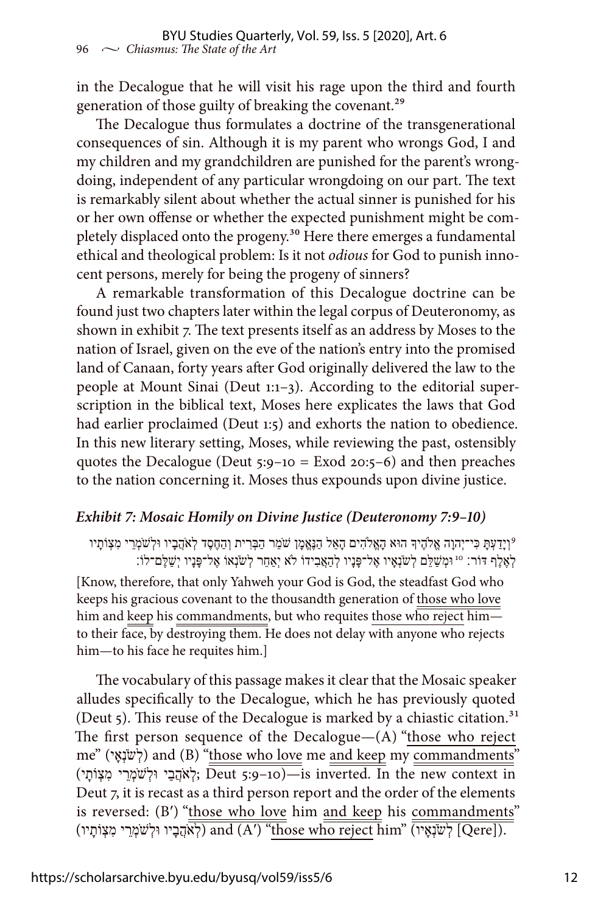in the Decalogue that he will visit his rage upon the third and fourth generation of those guilty of breaking the covenant.[29]

The Decalogue thus formulates a doctrine of the transgenerational consequences of sin. Although it is my parent who wrongs God, I and my children and my grandchildren are punished for the parent's wrongdoing, independent of any particular wrongdoing on our part. The text is remarkably silent about whether the actual sinner is punished for his or her own offense or whether the expected punishment might be completely displaced onto the progeny.[30] Here there emerges a fundamental ethical and theological problem: Is it not *odious* for God to punish innocent persons, merely for being the progeny of sinners?

A remarkable transformation of this Decalogue doctrine can be found just two chapters later within the legal corpus of Deuteronomy, as shown in exhibit 7. The text presents itself as an address by Moses to the nation of Israel, given on the eve of the nation's entry into the promised land of Canaan, forty years after God originally delivered the law to the people at Mount Sinai (Deut 1:1–3). According to the editorial superscription in the biblical text, Moses here explicates the laws that God had earlier proclaimed (Deut 1:5) and exhorts the nation to obedience. In this new literary setting, Moses, while reviewing the past, ostensibly quotes the Decalogue (Deut 5:9–10 = Exod 20:5–6) and then preaches to the nation concerning it. Moses thus expounds upon divine justice.

### *Exhibit 7: Mosaic Homily on Divine Justice (Deuteronomy 7:9–10)*

9 וְיָדַעְתָּ כִּי־יְהוָה אֱלֹהֶיךָ הוּא הָאֱלֹהִים הָאֵל הַנֶּאֱמָן שֹׁמֵר הַבְּרִית וְהַחֶסֶד לְאֹהֲבָיו וּלְשֹׁמְרֵי מִצְוֹתָיו לְאֶלֶף דּוֹר׃ 10 וּמְשַׁלֵּם לְשֹׂנְאָיו אֶל־פָּנָיו לְהַאֲבִידוֹ לֹא יְאַחֵר לְשֹׂנְאוֹ אֶל־פָּנָיו יְשַׁלֶּם־לוֹ׃

[Know, therefore, that only Yahweh your God is God, the steadfast God who keeps his gracious covenant to the thousandth generation of those who love him and keep his commandments, but who requites those who reject him—to their face, by destroying them. He does not delay with anyone who rejects him—to his face he requites him.]

The vocabulary of this passage makes it clear that the Mosaic speaker alludes specifically to the Decalogue, which he has previously quoted (Deut 5). This reuse of the Decalogue is marked by a chiastic citation.[31] The first person sequence of the Decalogue—(A) "those who reject me" (לְשֹׂנְאָי) and (B) "those who love me and keep my commandments" (לְאֹהֲבַי וּלְשֹׁמְרֵי מִצְוֹתָי; Deut 5:9–10)—is inverted. In the new context in Deut 7, it is recast as a third person report and the order of the elements is reversed: (B′) "those who love him and keep his commandments" (לְאֹהֲבָיו וּלְשֹׁמְרֵי מִצְוֹתָיו) and (A′) "those who reject him" (לְשֹׂנְאָיו [Qere]).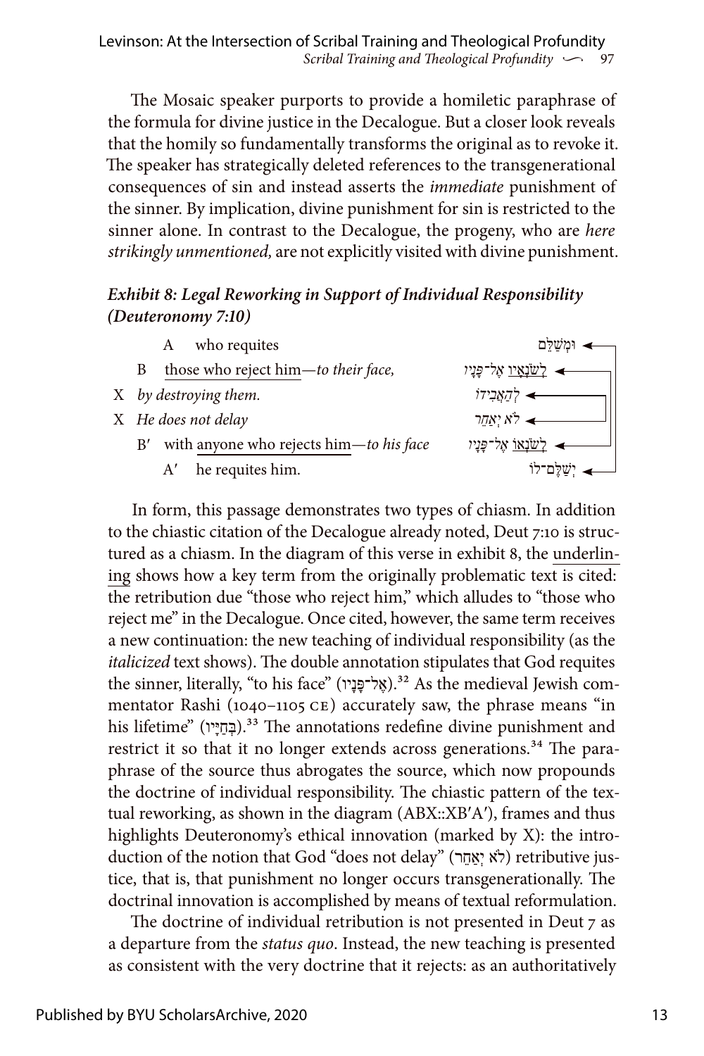The Mosaic speaker purports to provide a homiletic paraphrase of the formula for divine justice in the Decalogue. But a closer look reveals that the homily so fundamentally transforms the original as to revoke it. The speaker has strategically deleted references to the transgenerational consequences of sin and instead asserts the *immediate* punishment of the sinner. By implication, divine punishment for sin is restricted to the sinner alone. In contrast to the Decalogue, the progeny, who are *here strikingly unmentioned,* are not explicitly visited with divine punishment.

### *Exhibit 8: Legal Reworking in Support of Individual Responsibility (Deuteronomy 7:10)*

| | | |
|---|---|---|
| A | who requites | וּמְשַׁלֵּם |
| B | those who reject him—*to their face,* | לְשֹׂנְאָיו אֶל־פָּנָיו |
| X | *by destroying them.* | לְהַאֲבִידוֹ |
| X | *He does not delay* | לֹא יְאַחֵר |
| B′ | with anyone who rejects him—*to his face* | לְשֹׂנְאוֹ אֶל־פָּנָיו |
| A′ | he requites him. | יְשַׁלֶּם־לוֹ |

In form, this passage demonstrates two types of chiasm. In addition to the chiastic citation of the Decalogue already noted, Deut 7:10 is structured as a chiasm. In the diagram of this verse in exhibit 8, the underlining shows how a key term from the originally problematic text is cited: the retribution due "those who reject him," which alludes to "those who reject me" in the Decalogue. Once cited, however, the same term receives a new continuation: the new teaching of individual responsibility (as the *italicized* text shows). The double annotation stipulates that God requites the sinner, literally, "to his face" (אֶל־פָּנָיו).[32] As the medieval Jewish commentator Rashi (1040–1105 CE) accurately saw, the phrase means "in his lifetime" (בְּחַיָּיו).[33] The annotations redefine divine punishment and restrict it so that it no longer extends across generations.[34] The paraphrase of the source thus abrogates the source, which now propounds the doctrine of individual responsibility. The chiastic pattern of the textual reworking, as shown in the diagram (ABX::XB′A′), frames and thus highlights Deuteronomy's ethical innovation (marked by X): the introduction of the notion that God "does not delay" (לֹא יְאַחֵר) retributive justice, that is, that punishment no longer occurs transgenerationally. The doctrinal innovation is accomplished by means of textual reformulation.

The doctrine of individual retribution is not presented in Deut 7 as a departure from the *status quo*. Instead, the new teaching is presented as consistent with the very doctrine that it rejects: as an authoritatively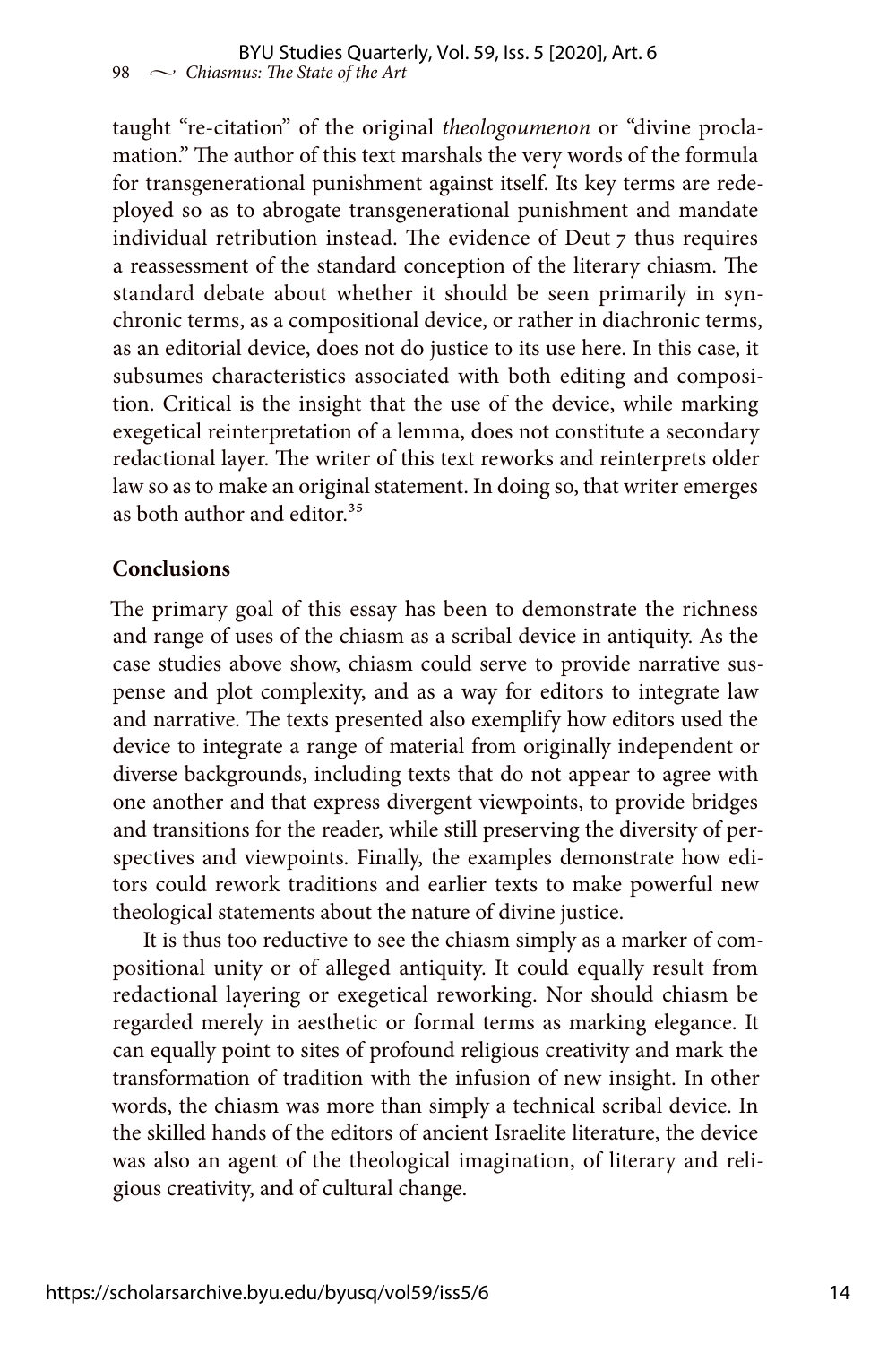taught "re-citation" of the original *theologoumenon* or "divine proclamation." The author of this text marshals the very words of the formula for transgenerational punishment against itself. Its key terms are redeployed so as to abrogate transgenerational punishment and mandate individual retribution instead. The evidence of Deut 7 thus requires a reassessment of the standard conception of the literary chiasm. The standard debate about whether it should be seen primarily in synchronic terms, as a compositional device, or rather in diachronic terms, as an editorial device, does not do justice to its use here. In this case, it subsumes characteristics associated with both editing and composition. Critical is the insight that the use of the device, while marking exegetical reinterpretation of a lemma, does not constitute a secondary redactional layer. The writer of this text reworks and reinterprets older law so as to make an original statement. In doing so, that writer emerges as both author and editor.[35]

## Conclusions

The primary goal of this essay has been to demonstrate the richness and range of uses of the chiasm as a scribal device in antiquity. As the case studies above show, chiasm could serve to provide narrative suspense and plot complexity, and as a way for editors to integrate law and narrative. The texts presented also exemplify how editors used the device to integrate a range of material from originally independent or diverse backgrounds, including texts that do not appear to agree with one another and that express divergent viewpoints, to provide bridges and transitions for the reader, while still preserving the diversity of perspectives and viewpoints. Finally, the examples demonstrate how editors could rework traditions and earlier texts to make powerful new theological statements about the nature of divine justice.

It is thus too reductive to see the chiasm simply as a marker of compositional unity or of alleged antiquity. It could equally result from redactional layering or exegetical reworking. Nor should chiasm be regarded merely in aesthetic or formal terms as marking elegance. It can equally point to sites of profound religious creativity and mark the transformation of tradition with the infusion of new insight. In other words, the chiasm was more than simply a technical scribal device. In the skilled hands of the editors of ancient Israelite literature, the device was also an agent of the theological imagination, of literary and religious creativity, and of cultural change.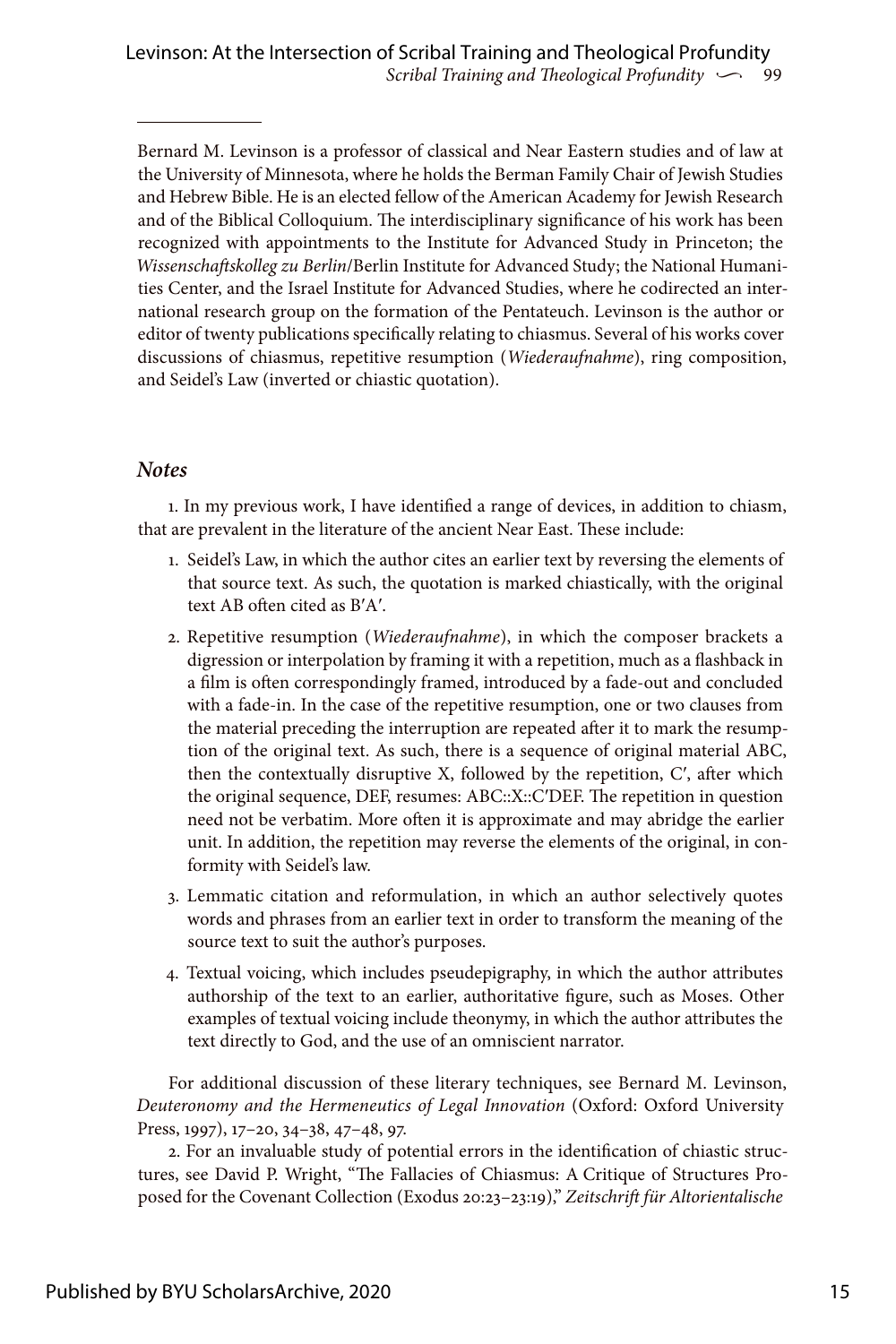Bernard M. Levinson is a professor of classical and Near Eastern studies and of law at the University of Minnesota, where he holds the Berman Family Chair of Jewish Studies and Hebrew Bible. He is an elected fellow of the American Academy for Jewish Research and of the Biblical Colloquium. The interdisciplinary significance of his work has been recognized with appointments to the Institute for Advanced Study in Princeton; the *Wissenschaftskolleg zu Berlin*/Berlin Institute for Advanced Study; the National Humanities Center, and the Israel Institute for Advanced Studies, where he codirected an international research group on the formation of the Pentateuch. Levinson is the author or editor of twenty publications specifically relating to chiasmus. Several of his works cover discussions of chiasmus, repetitive resumption (*Wiederaufnahme*), ring composition, and Seidel's Law (inverted or chiastic quotation).

### *Notes*

1. In my previous work, I have identified a range of devices, in addition to chiasm, that are prevalent in the literature of the ancient Near East. These include:

1. Seidel's Law, in which the author cites an earlier text by reversing the elements of that source text. As such, the quotation is marked chiastically, with the original text AB often cited as B′A′.
2. Repetitive resumption (*Wiederaufnahme*), in which the composer brackets a digression or interpolation by framing it with a repetition, much as a flashback in a film is often correspondingly framed, introduced by a fade-out and concluded with a fade-in. In the case of the repetitive resumption, one or two clauses from the material preceding the interruption are repeated after it to mark the resumption of the original text. As such, there is a sequence of original material ABC, then the contextually disruptive X, followed by the repetition, C′, after which the original sequence, DEF, resumes: ABC::X::C′DEF. The repetition in question need not be verbatim. More often it is approximate and may abridge the earlier unit. In addition, the repetition may reverse the elements of the original, in conformity with Seidel's law.
3. Lemmatic citation and reformulation, in which an author selectively quotes words and phrases from an earlier text in order to transform the meaning of the source text to suit the author's purposes.
4. Textual voicing, which includes pseudepigraphy, in which the author attributes authorship of the text to an earlier, authoritative figure, such as Moses. Other examples of textual voicing include theonymy, in which the author attributes the text directly to God, and the use of an omniscient narrator.

For additional discussion of these literary techniques, see Bernard M. Levinson, *Deuteronomy and the Hermeneutics of Legal Innovation* (Oxford: Oxford University Press, 1997), 17–20, 34–38, 47–48, 97.

2. For an invaluable study of potential errors in the identification of chiastic structures, see David P. Wright, "The Fallacies of Chiasmus: A Critique of Structures Proposed for the Covenant Collection (Exodus 20:23–23:19)," *Zeitschrift für Altorientalische*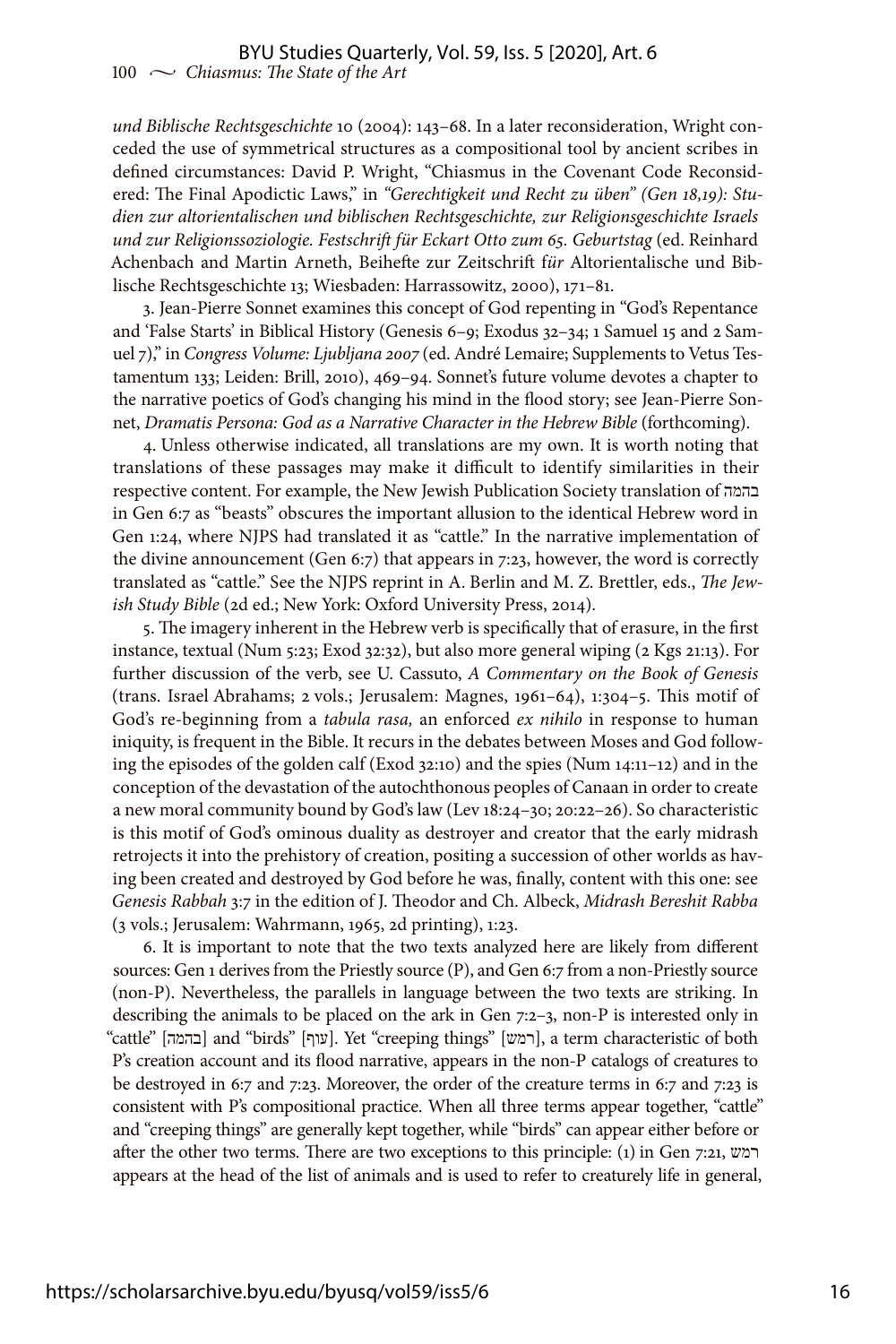*und Biblische Rechtsgeschichte* 10 (2004): 143–68. In a later reconsideration, Wright conceded the use of symmetrical structures as a compositional tool by ancient scribes in defined circumstances: David P. Wright, "Chiasmus in the Covenant Code Reconsidered: The Final Apodictic Laws," in *"Gerechtigkeit und Recht zu üben" (Gen 18,19): Studien zur altorientalischen und biblischen Rechtsgeschichte, zur Religionsgeschichte Israels und zur Religionssoziologie. Festschrift für Eckart Otto zum 65. Geburtstag* (ed. Reinhard Achenbach and Martin Arneth, Beihefte zur Zeitschrift für Altorientalische und Biblische Rechtsgeschichte 13; Wiesbaden: Harrassowitz, 2000), 171–81.

3. Jean-Pierre Sonnet examines this concept of God repenting in "God's Repentance and 'False Starts' in Biblical History (Genesis 6–9; Exodus 32–34; 1 Samuel 15 and 2 Samuel 7)," in *Congress Volume: Ljubljana 2007* (ed. André Lemaire; Supplements to Vetus Testamentum 133; Leiden: Brill, 2010), 469–94. Sonnet's future volume devotes a chapter to the narrative poetics of God's changing his mind in the flood story; see Jean-Pierre Sonnet, *Dramatis Persona: God as a Narrative Character in the Hebrew Bible* (forthcoming).

4. Unless otherwise indicated, all translations are my own. It is worth noting that translations of these passages may make it difficult to identify similarities in their respective content. For example, the New Jewish Publication Society translation of בהמה in Gen 6:7 as "beasts" obscures the important allusion to the identical Hebrew word in Gen 1:24, where NJPS had translated it as "cattle." In the narrative implementation of the divine announcement (Gen 6:7) that appears in 7:23, however, the word is correctly translated as "cattle." See the NJPS reprint in A. Berlin and M. Z. Brettler, eds., *The Jewish Study Bible* (2d ed.; New York: Oxford University Press, 2014).

5. The imagery inherent in the Hebrew verb is specifically that of erasure, in the first instance, textual (Num 5:23; Exod 32:32), but also more general wiping (2 Kgs 21:13). For further discussion of the verb, see U. Cassuto, *A Commentary on the Book of Genesis* (trans. Israel Abrahams; 2 vols.; Jerusalem: Magnes, 1961–64), 1:304–5. This motif of God's re-beginning from a *tabula rasa,* an enforced *ex nihilo* in response to human iniquity, is frequent in the Bible. It recurs in the debates between Moses and God following the episodes of the golden calf (Exod 32:10) and the spies (Num 14:11–12) and in the conception of the devastation of the autochthonous peoples of Canaan in order to create a new moral community bound by God's law (Lev 18:24–30; 20:22–26). So characteristic is this motif of God's ominous duality as destroyer and creator that the early midrash retrojects it into the prehistory of creation, positing a succession of other worlds as having been created and destroyed by God before he was, finally, content with this one: see *Genesis Rabbah* 3:7 in the edition of J. Theodor and Ch. Albeck, *Midrash Bereshit Rabba* (3 vols.; Jerusalem: Wahrmann, 1965, 2d printing), 1:23.

6. It is important to note that the two texts analyzed here are likely from different sources: Gen 1 derives from the Priestly source (P), and Gen 6:7 from a non-Priestly source (non-P). Nevertheless, the parallels in language between the two texts are striking. In describing the animals to be placed on the ark in Gen 7:2–3, non-P is interested only in "cattle" [בהמה] and "birds" [עוף]. Yet "creeping things" [רמש], a term characteristic of both P's creation account and its flood narrative, appears in the non-P catalogs of creatures to be destroyed in 6:7 and 7:23. Moreover, the order of the creature terms in 6:7 and 7:23 is consistent with P's compositional practice. When all three terms appear together, "cattle" and "creeping things" are generally kept together, while "birds" can appear either before or after the other two terms. There are two exceptions to this principle: (1) in Gen 7:21, רמש appears at the head of the list of animals and is used to refer to creaturely life in general,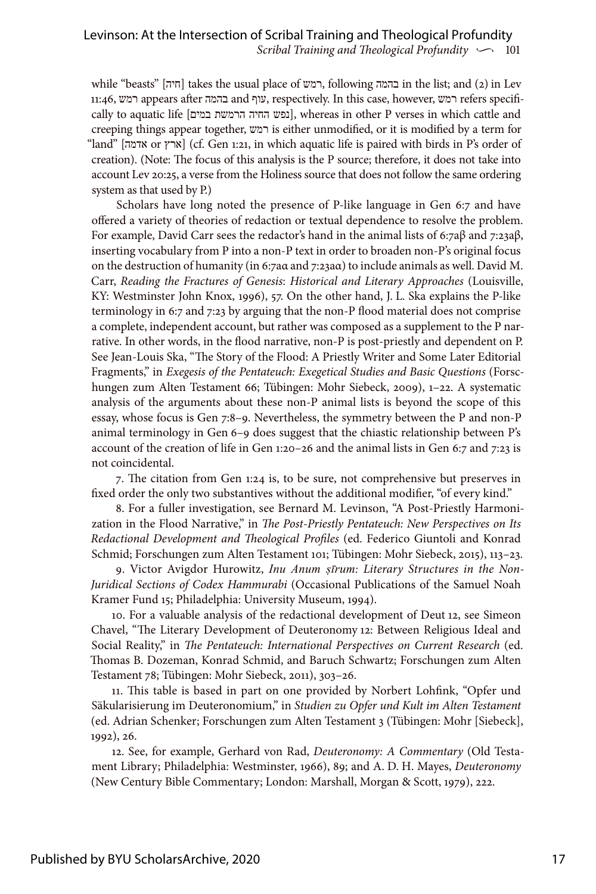while "beasts" [חיה] takes the usual place of רמש, following בהמה in the list; and (2) in Lev 11:46, רמש appears after בהמה and עוף, respectively. In this case, however, רמש refers specifically to aquatic life [נפש החיה הרמשת במים], whereas in other P verses in which cattle and creeping things appear together, רמש is either unmodified, or it is modified by a term for "land" [אדמה or ארץ] (cf. Gen 1:21, in which aquatic life is paired with birds in P's order of creation). (Note: The focus of this analysis is the P source; therefore, it does not take into account Lev 20:25, a verse from the Holiness source that does not follow the same ordering system as that used by P.)

Scholars have long noted the presence of P-like language in Gen 6:7 and have offered a variety of theories of redaction or textual dependence to resolve the problem. For example, David Carr sees the redactor's hand in the animal lists of 6:7aβ and 7:23aβ, inserting vocabulary from P into a non-P text in order to broaden non-P's original focus on the destruction of humanity (in 6:7aα and 7:23aα) to include animals as well. David M. Carr, *Reading the Fractures of Genesis*: *Historical and Literary Approaches* (Louisville, KY: Westminster John Knox, 1996), 57. On the other hand, J. L. Ska explains the P-like terminology in 6:7 and 7:23 by arguing that the non-P flood material does not comprise a complete, independent account, but rather was composed as a supplement to the P narrative. In other words, in the flood narrative, non-P is post-priestly and dependent on P. See Jean-Louis Ska, "The Story of the Flood: A Priestly Writer and Some Later Editorial Fragments," in *Exegesis of the Pentateuch: Exegetical Studies and Basic Questions* (Forschungen zum Alten Testament 66; Tübingen: Mohr Siebeck, 2009), 1–22. A systematic analysis of the arguments about these non-P animal lists is beyond the scope of this essay, whose focus is Gen 7:8–9. Nevertheless, the symmetry between the P and non-P animal terminology in Gen 6–9 does suggest that the chiastic relationship between P's account of the creation of life in Gen 1:20–26 and the animal lists in Gen 6:7 and 7:23 is not coincidental.

7. The citation from Gen 1:24 is, to be sure, not comprehensive but preserves in fixed order the only two substantives without the additional modifier, "of every kind."

8. For a fuller investigation, see Bernard M. Levinson, "A Post-Priestly Harmonization in the Flood Narrative," in *The Post-Priestly Pentateuch: New Perspectives on Its Redactional Development and Theological Profiles* (ed. Federico Giuntoli and Konrad Schmid; Forschungen zum Alten Testament 101; Tübingen: Mohr Siebeck, 2015), 113–23.

9. Victor Avigdor Hurowitz, *Inu Anum ṣīrum: Literary Structures in the Non-Juridical Sections of Codex Hammurabi* (Occasional Publications of the Samuel Noah Kramer Fund 15; Philadelphia: University Museum, 1994).

10. For a valuable analysis of the redactional development of Deut 12, see Simeon Chavel, "The Literary Development of Deuteronomy 12: Between Religious Ideal and Social Reality," in *The Pentateuch: International Perspectives on Current Research* (ed. Thomas B. Dozeman, Konrad Schmid, and Baruch Schwartz; Forschungen zum Alten Testament 78; Tübingen: Mohr Siebeck, 2011), 303–26.

11. This table is based in part on one provided by Norbert Lohfink, "Opfer und Säkularisierung im Deuteronomium," in *Studien zu Opfer und Kult im Alten Testament* (ed. Adrian Schenker; Forschungen zum Alten Testament 3 (Tübingen: Mohr [Siebeck], 1992), 26.

12. See, for example, Gerhard von Rad, *Deuteronomy: A Commentary* (Old Testament Library; Philadelphia: Westminster, 1966), 89; and A. D. H. Mayes, *Deuteronomy* (New Century Bible Commentary; London: Marshall, Morgan & Scott, 1979), 222.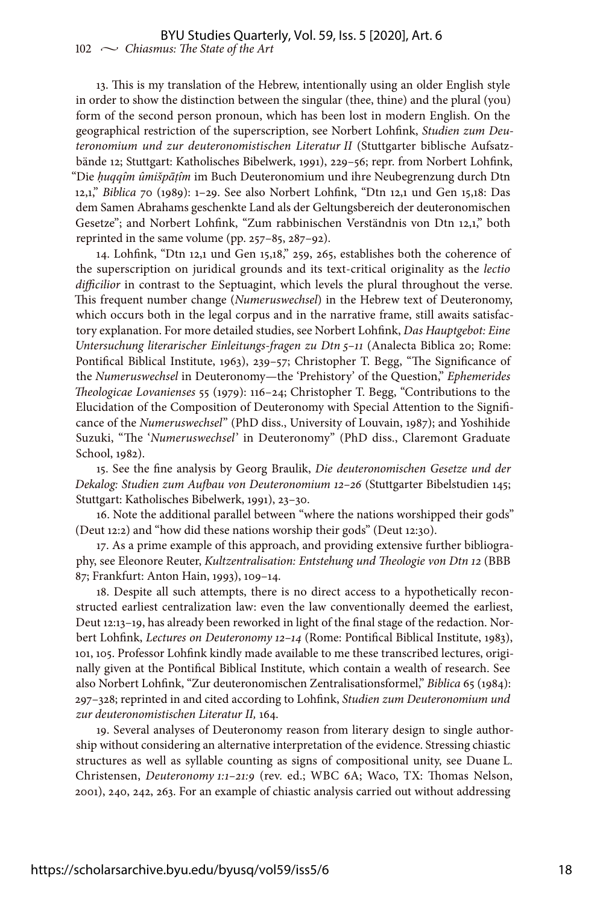13. This is my translation of the Hebrew, intentionally using an older English style in order to show the distinction between the singular (thee, thine) and the plural (you) form of the second person pronoun, which has been lost in modern English. On the geographical restriction of the superscription, see Norbert Lohfink, *Studien zum Deuteronomium und zur deuteronomistischen Literatur II* (Stuttgarter biblische Aufsatzbände 12; Stuttgart: Katholisches Bibelwerk, 1991), 229–56; repr. from Norbert Lohfink, "Die *ḥuqqîm ûmišpāṭîm* im Buch Deuteronomium und ihre Neubegrenzung durch Dtn 12,1," *Biblica* 70 (1989): 1–29. See also Norbert Lohfink, "Dtn 12,1 und Gen 15,18: Das dem Samen Abrahams geschenkte Land als der Geltungsbereich der deuteronomischen Gesetze"; and Norbert Lohfink, "Zum rabbinischen Verständnis von Dtn 12,1," both reprinted in the same volume (pp. 257–85, 287–92).

14. Lohfink, "Dtn 12,1 und Gen 15,18," 259, 265, establishes both the coherence of the superscription on juridical grounds and its text-critical originality as the *lectio difficilior* in contrast to the Septuagint, which levels the plural throughout the verse. This frequent number change (*Numeruswechsel*) in the Hebrew text of Deuteronomy, which occurs both in the legal corpus and in the narrative frame, still awaits satisfactory explanation. For more detailed studies, see Norbert Lohfink, *Das Hauptgebot: Eine Untersuchung literarischer Einleitungs-fragen zu Dtn 5–11* (Analecta Biblica 20; Rome: Pontifical Biblical Institute, 1963), 239–57; Christopher T. Begg, "The Significance of the *Numeruswechsel* in Deuteronomy—the 'Prehistory' of the Question," *Ephemerides Theologicae Lovanienses* 55 (1979): 116–24; Christopher T. Begg, "Contributions to the Elucidation of the Composition of Deuteronomy with Special Attention to the Significance of the *Numeruswechsel*" (PhD diss., University of Louvain, 1987); and Yoshihide Suzuki, "The '*Numeruswechsel*' in Deuteronomy" (PhD diss., Claremont Graduate School, 1982).

15. See the fine analysis by Georg Braulik, *Die deuteronomischen Gesetze und der Dekalog: Studien zum Aufbau von Deuteronomium 12–26* (Stuttgarter Bibelstudien 145; Stuttgart: Katholisches Bibelwerk, 1991), 23–30.

16. Note the additional parallel between "where the nations worshipped their gods" (Deut 12:2) and "how did these nations worship their gods" (Deut 12:30).

17. As a prime example of this approach, and providing extensive further bibliography, see Eleonore Reuter, *Kultzentralisation: Entstehung und Theologie von Dtn 12* (BBB 87; Frankfurt: Anton Hain, 1993), 109–14.

18. Despite all such attempts, there is no direct access to a hypothetically reconstructed earliest centralization law: even the law conventionally deemed the earliest, Deut 12:13–19, has already been reworked in light of the final stage of the redaction. Norbert Lohfink, *Lectures on Deuteronomy 12–14* (Rome: Pontifical Biblical Institute, 1983), 101, 105. Professor Lohfink kindly made available to me these transcribed lectures, originally given at the Pontifical Biblical Institute, which contain a wealth of research. See also Norbert Lohfink, "Zur deuteronomischen Zentralisationsformel," *Biblica* 65 (1984): 297–328; reprinted in and cited according to Lohfink, *Studien zum Deuteronomium und zur deuteronomistischen Literatur II,* 164.

19. Several analyses of Deuteronomy reason from literary design to single authorship without considering an alternative interpretation of the evidence. Stressing chiastic structures as well as syllable counting as signs of compositional unity, see Duane L. Christensen, *Deuteronomy 1:1–21:9* (rev. ed.; WBC 6A; Waco, TX: Thomas Nelson, 2001), 240, 242, 263. For an example of chiastic analysis carried out without addressing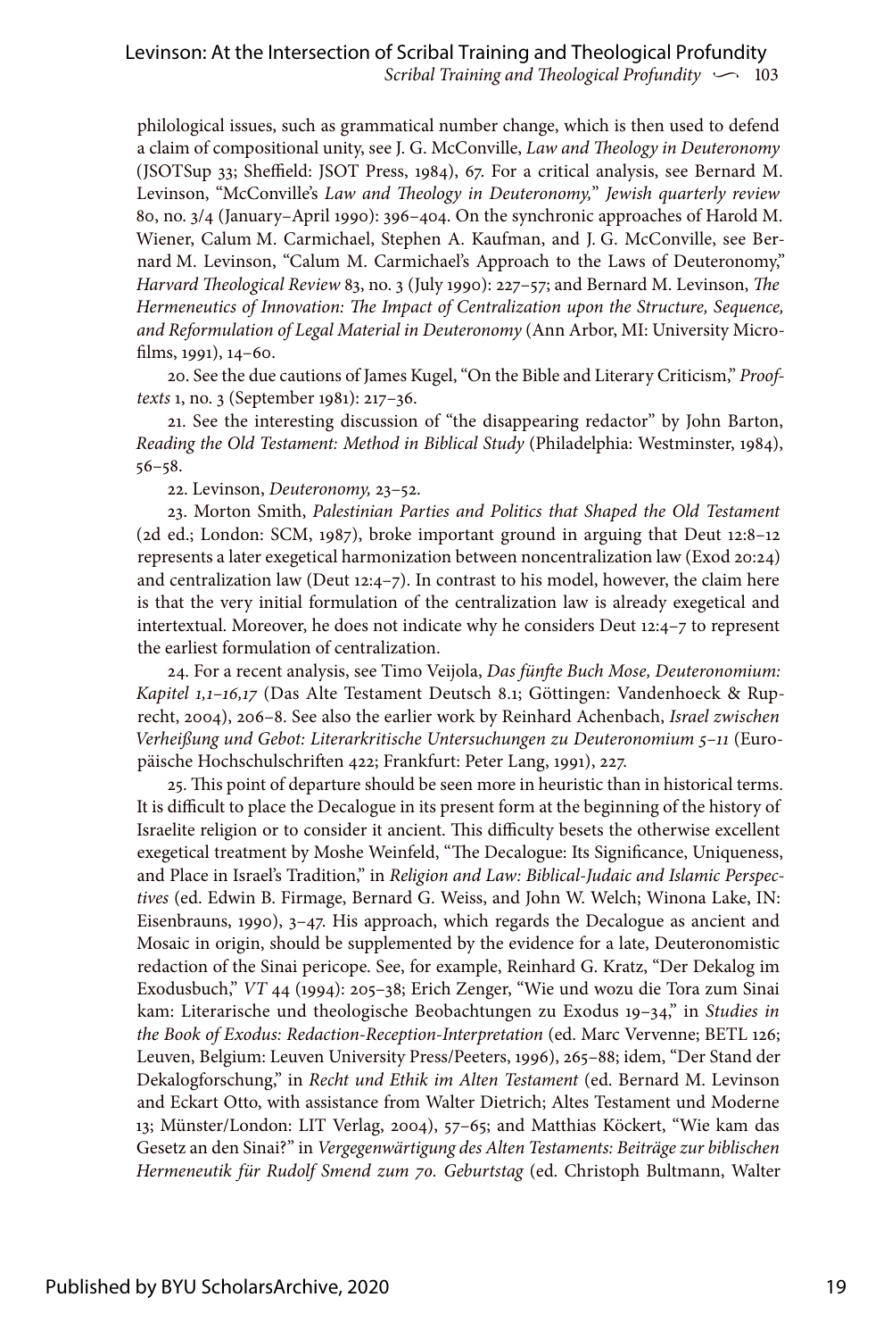philological issues, such as grammatical number change, which is then used to defend a claim of compositional unity, see J. G. McConville, *Law and Theology in Deuteronomy* (JSOTSup 33; Sheffield: JSOT Press, 1984), 67. For a critical analysis, see Bernard M. Levinson, "McConville's *Law and Theology in Deuteronomy*," *Jewish quarterly review* 80, no. 3/4 (January–April 1990): 396–404. On the synchronic approaches of Harold M. Wiener, Calum M. Carmichael, Stephen A. Kaufman, and J. G. McConville, see Bernard M. Levinson, "Calum M. Carmichael's Approach to the Laws of Deuteronomy," *Harvard Theological Review* 83, no. 3 (July 1990): 227–57; and Bernard M. Levinson, *The Hermeneutics of Innovation: The Impact of Centralization upon the Structure, Sequence, and Reformulation of Legal Material in Deuteronomy* (Ann Arbor, MI: University Microfilms, 1991), 14–60.

20. See the due cautions of James Kugel, "On the Bible and Literary Criticism," *Prooftexts* 1, no. 3 (September 1981): 217–36.

21. See the interesting discussion of "the disappearing redactor" by John Barton, *Reading the Old Testament: Method in Biblical Study* (Philadelphia: Westminster, 1984), 56–58.

22. Levinson, *Deuteronomy,* 23–52.

23. Morton Smith, *Palestinian Parties and Politics that Shaped the Old Testament* (2d ed.; London: SCM, 1987), broke important ground in arguing that Deut 12:8–12 represents a later exegetical harmonization between noncentralization law (Exod 20:24) and centralization law (Deut 12:4–7). In contrast to his model, however, the claim here is that the very initial formulation of the centralization law is already exegetical and intertextual. Moreover, he does not indicate why he considers Deut 12:4–7 to represent the earliest formulation of centralization.

24. For a recent analysis, see Timo Veijola, *Das fünfte Buch Mose, Deuteronomium: Kapitel 1,1–16,17* (Das Alte Testament Deutsch 8.1; Göttingen: Vandenhoeck & Ruprecht, 2004), 206–8. See also the earlier work by Reinhard Achenbach, *Israel zwischen Verheißung und Gebot: Literarkritische Untersuchungen zu Deuteronomium 5–11* (Europäische Hochschulschriften 422; Frankfurt: Peter Lang, 1991), 227.

25. This point of departure should be seen more in heuristic than in historical terms. It is difficult to place the Decalogue in its present form at the beginning of the history of Israelite religion or to consider it ancient. This difficulty besets the otherwise excellent exegetical treatment by Moshe Weinfeld, "The Decalogue: Its Significance, Uniqueness, and Place in Israel's Tradition," in *Religion and Law: Biblical-Judaic and Islamic Perspectives* (ed. Edwin B. Firmage, Bernard G. Weiss, and John W. Welch; Winona Lake, IN: Eisenbrauns, 1990), 3–47. His approach, which regards the Decalogue as ancient and Mosaic in origin, should be supplemented by the evidence for a late, Deuteronomistic redaction of the Sinai pericope. See, for example, Reinhard G. Kratz, "Der Dekalog im Exodusbuch," *VT* 44 (1994): 205–38; Erich Zenger, "Wie und wozu die Tora zum Sinai kam: Literarische und theologische Beobachtungen zu Exodus 19–34," in *Studies in the Book of Exodus: Redaction-Reception-Interpretation* (ed. Marc Vervenne; BETL 126; Leuven, Belgium: Leuven University Press/Peeters, 1996), 265–88; idem, "Der Stand der Dekalogforschung," in *Recht und Ethik im Alten Testament* (ed. Bernard M. Levinson and Eckart Otto, with assistance from Walter Dietrich; Altes Testament und Moderne 13; Münster/London: LIT Verlag, 2004), 57–65; and Matthias Köckert, "Wie kam das Gesetz an den Sinai?" in *Vergegenwärtigung des Alten Testaments: Beiträge zur biblischen Hermeneutik für Rudolf Smend zum 70. Geburtstag* (ed. Christoph Bultmann, Walter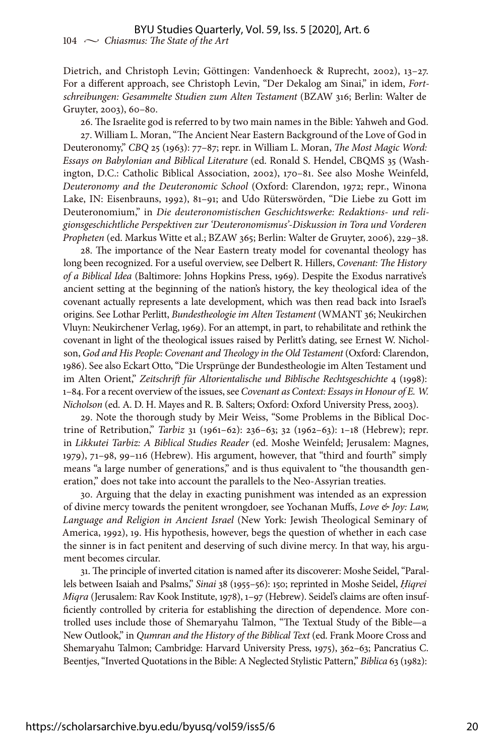Dietrich, and Christoph Levin; Göttingen: Vandenhoeck & Ruprecht, 2002), 13–27. For a different approach, see Christoph Levin, "Der Dekalog am Sinai," in idem, *Fortschreibungen: Gesammelte Studien zum Alten Testament* (BZAW 316; Berlin: Walter de Gruyter, 2003), 60–80.

26. The Israelite god is referred to by two main names in the Bible: Yahweh and God.

27. William L. Moran, "The Ancient Near Eastern Background of the Love of God in Deuteronomy," *CBQ* 25 (1963): 77–87; repr. in William L. Moran, *The Most Magic Word: Essays on Babylonian and Biblical Literature* (ed. Ronald S. Hendel, CBQMS 35 (Washington, D.C.: Catholic Biblical Association, 2002), 170–81. See also Moshe Weinfeld, *Deuteronomy and the Deuteronomic School* (Oxford: Clarendon, 1972; repr., Winona Lake, IN: Eisenbrauns, 1992), 81–91; and Udo Rüterswörden, "Die Liebe zu Gott im Deuteronomium," in *Die deuteronomistischen Geschichtswerke: Redaktions- und religionsgeschichtliche Perspektiven zur 'Deuteronomismus'-Diskussion in Tora und Vorderen Propheten* (ed. Markus Witte et al.; BZAW 365; Berlin: Walter de Gruyter, 2006), 229–38.

28. The importance of the Near Eastern treaty model for covenantal theology has long been recognized. For a useful overview, see Delbert R. Hillers, *Covenant: The History of a Biblical Idea* (Baltimore: Johns Hopkins Press, 1969). Despite the Exodus narrative's ancient setting at the beginning of the nation's history, the key theological idea of the covenant actually represents a late development, which was then read back into Israel's origins. See Lothar Perlitt, *Bundestheologie im Alten Testament* (WMANT 36; Neukirchen Vluyn: Neukirchener Verlag, 1969). For an attempt, in part, to rehabilitate and rethink the covenant in light of the theological issues raised by Perlitt's dating, see Ernest W. Nicholson, *God and His People: Covenant and Theology in the Old Testament* (Oxford: Clarendon, 1986). See also Eckart Otto, "Die Ursprünge der Bundestheologie im Alten Testament und im Alten Orient," *Zeitschrift für Altorientalische und Biblische Rechtsgeschichte* 4 (1998): 1–84. For a recent overview of the issues, see *Covenant as Context: Essays in Honour of E. W. Nicholson* (ed. A. D. H. Mayes and R. B. Salters; Oxford: Oxford University Press, 2003).

29. Note the thorough study by Meir Weiss, "Some Problems in the Biblical Doctrine of Retribution," *Tarbiz* 31 (1961–62): 236–63; 32 (1962–63): 1–18 (Hebrew); repr. in *Likkutei Tarbiz: A Biblical Studies Reader* (ed. Moshe Weinfeld; Jerusalem: Magnes, 1979), 71–98, 99–116 (Hebrew). His argument, however, that "third and fourth" simply means "a large number of generations," and is thus equivalent to "the thousandth generation," does not take into account the parallels to the Neo-Assyrian treaties.

30. Arguing that the delay in exacting punishment was intended as an expression of divine mercy towards the penitent wrongdoer, see Yochanan Muffs, *Love & Joy: Law, Language and Religion in Ancient Israel* (New York: Jewish Theological Seminary of America, 1992), 19. His hypothesis, however, begs the question of whether in each case the sinner is in fact penitent and deserving of such divine mercy. In that way, his argument becomes circular.

31. The principle of inverted citation is named after its discoverer: Moshe Seidel, "Parallels between Isaiah and Psalms," *Sinai* 38 (1955–56): 150; reprinted in Moshe Seidel, *Ḥiqrei Miqra* (Jerusalem: Rav Kook Institute, 1978), 1–97 (Hebrew). Seidel's claims are often insufficiently controlled by criteria for establishing the direction of dependence. More controlled uses include those of Shemaryahu Talmon, "The Textual Study of the Bible—a New Outlook," in *Qumran and the History of the Biblical Text* (ed. Frank Moore Cross and Shemaryahu Talmon; Cambridge: Harvard University Press, 1975), 362–63; Pancratius C. Beentjes, "Inverted Quotations in the Bible: A Neglected Stylistic Pattern," *Biblica* 63 (1982):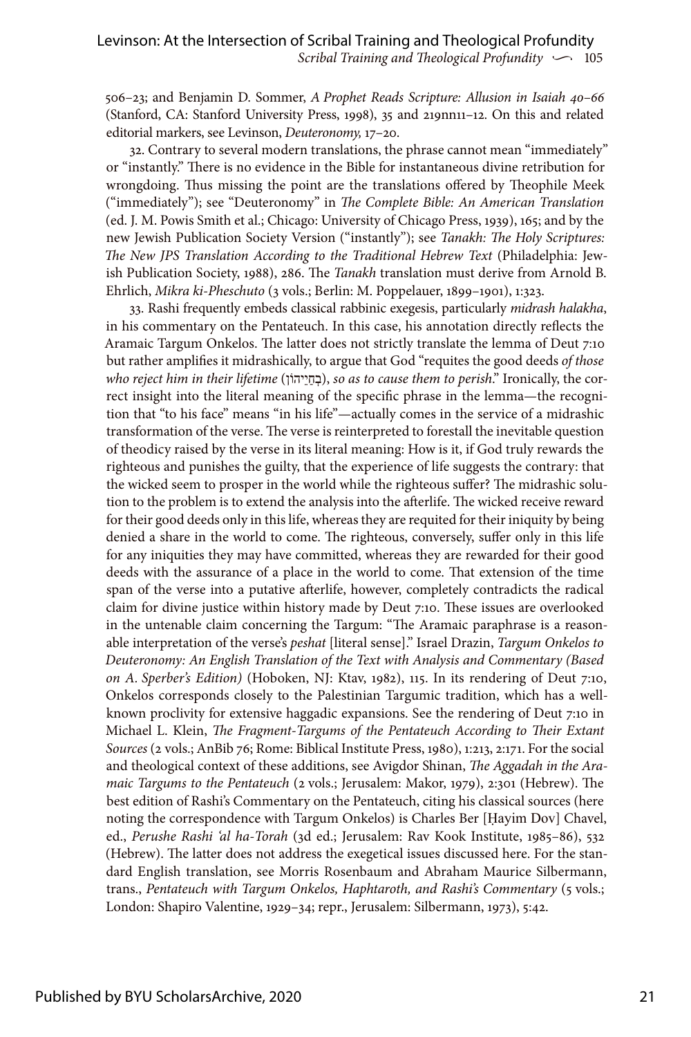506–23; and Benjamin D. Sommer, *A Prophet Reads Scripture: Allusion in Isaiah 40–66* (Stanford, CA: Stanford University Press, 1998), 35 and 219nn11–12. On this and related editorial markers, see Levinson, *Deuteronomy,* 17–20.

32. Contrary to several modern translations, the phrase cannot mean "immediately" or "instantly." There is no evidence in the Bible for instantaneous divine retribution for wrongdoing. Thus missing the point are the translations offered by Theophile Meek ("immediately"); see "Deuteronomy" in *The Complete Bible: An American Translation* (ed. J. M. Powis Smith et al.; Chicago: University of Chicago Press, 1939), 165; and by the new Jewish Publication Society Version ("instantly"); see *Tanakh: The Holy Scriptures: The New JPS Translation According to the Traditional Hebrew Text* (Philadelphia: Jewish Publication Society, 1988), 286. The *Tanakh* translation must derive from Arnold B. Ehrlich, *Mikra ki-Pheschuto* (3 vols.; Berlin: M. Poppelauer, 1899–1901), 1:323.

33. Rashi frequently embeds classical rabbinic exegesis, particularly *midrash halakha*, in his commentary on the Pentateuch. In this case, his annotation directly reflects the Aramaic Targum Onkelos. The latter does not strictly translate the lemma of Deut 7:10 but rather amplifies it midrashically, to argue that God "requites the good deeds *of those who reject him in their lifetime* (בְּחַיֵּיהוֹן), *so as to cause them to perish*." Ironically, the correct insight into the literal meaning of the specific phrase in the lemma—the recognition that "to his face" means "in his life"—actually comes in the service of a midrashic transformation of the verse. The verse is reinterpreted to forestall the inevitable question of theodicy raised by the verse in its literal meaning: How is it, if God truly rewards the righteous and punishes the guilty, that the experience of life suggests the contrary: that the wicked seem to prosper in the world while the righteous suffer? The midrashic solution to the problem is to extend the analysis into the afterlife. The wicked receive reward for their good deeds only in this life, whereas they are requited for their iniquity by being denied a share in the world to come. The righteous, conversely, suffer only in this life for any iniquities they may have committed, whereas they are rewarded for their good deeds with the assurance of a place in the world to come. That extension of the time span of the verse into a putative afterlife, however, completely contradicts the radical claim for divine justice within history made by Deut 7:10. These issues are overlooked in the untenable claim concerning the Targum: "The Aramaic paraphrase is a reasonable interpretation of the verse's *peshat* [literal sense]." Israel Drazin, *Targum Onkelos to Deuteronomy: An English Translation of the Text with Analysis and Commentary (Based on A. Sperber's Edition)* (Hoboken, NJ: Ktav, 1982), 115. In its rendering of Deut 7:10, Onkelos corresponds closely to the Palestinian Targumic tradition, which has a well-known proclivity for extensive haggadic expansions. See the rendering of Deut 7:10 in Michael L. Klein, *The Fragment-Targums of the Pentateuch According to Their Extant Sources* (2 vols.; AnBib 76; Rome: Biblical Institute Press, 1980), 1:213, 2:171. For the social and theological context of these additions, see Avigdor Shinan, *The Aggadah in the Aramaic Targums to the Pentateuch* (2 vols.; Jerusalem: Makor, 1979), 2:301 (Hebrew). The best edition of Rashi's Commentary on the Pentateuch, citing his classical sources (here noting the correspondence with Targum Onkelos) is Charles Ber [Ḥayim Dov] Chavel, ed., *Perushe Rashi ʿal ha-Torah* (3d ed.; Jerusalem: Rav Kook Institute, 1985–86), 532 (Hebrew). The latter does not address the exegetical issues discussed here. For the standard English translation, see Morris Rosenbaum and Abraham Maurice Silbermann, trans., *Pentateuch with Targum Onkelos, Haphtaroth, and Rashi's Commentary* (5 vols.; London: Shapiro Valentine, 1929–34; repr., Jerusalem: Silbermann, 1973), 5:42.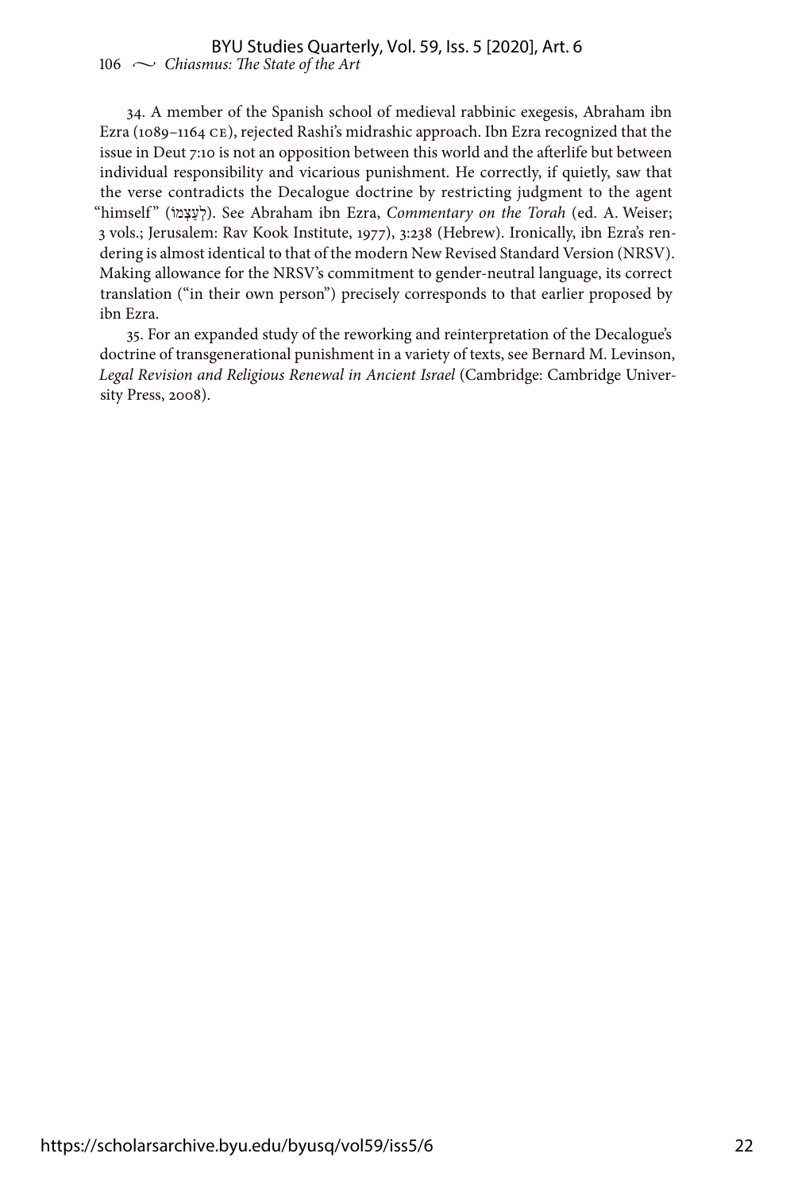34. A member of the Spanish school of medieval rabbinic exegesis, Abraham ibn Ezra (1089–1164 CE), rejected Rashi's midrashic approach. Ibn Ezra recognized that the issue in Deut 7:10 is not an opposition between this world and the afterlife but between individual responsibility and vicarious punishment. He correctly, if quietly, saw that the verse contradicts the Decalogue doctrine by restricting judgment to the agent "himself" (לְעַצְמוֹ). See Abraham ibn Ezra, *Commentary on the Torah* (ed. A. Weiser; 3 vols.; Jerusalem: Rav Kook Institute, 1977), 3:238 (Hebrew). Ironically, ibn Ezra's rendering is almost identical to that of the modern New Revised Standard Version (NRSV). Making allowance for the NRSV's commitment to gender-neutral language, its correct translation ("in their own person") precisely corresponds to that earlier proposed by ibn Ezra.

35. For an expanded study of the reworking and reinterpretation of the Decalogue's doctrine of transgenerational punishment in a variety of texts, see Bernard M. Levinson, *Legal Revision and Religious Renewal in Ancient Israel* (Cambridge: Cambridge University Press, 2008).